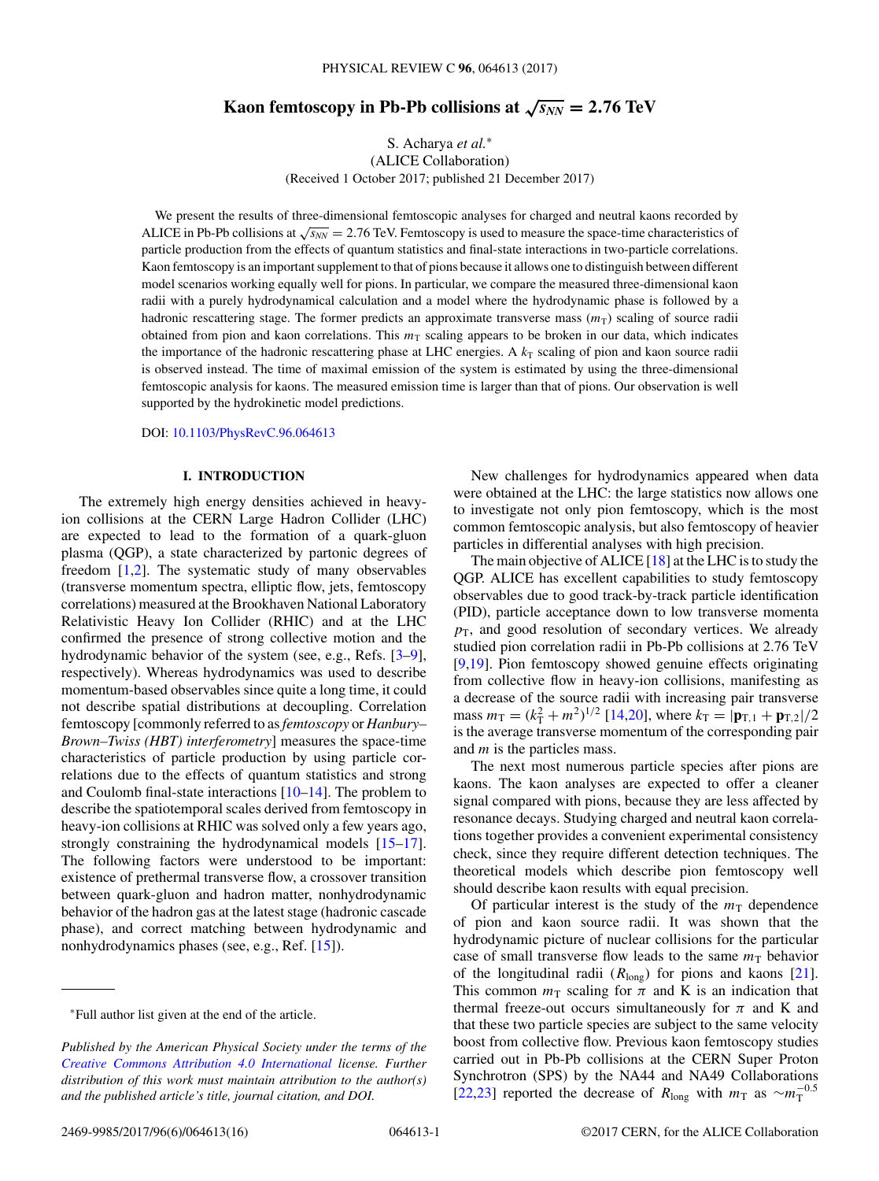# Kaon femtoscopy in Pb-Pb collisions at $\sqrt{s_{NN}} = 2.76$ TeV

S. Acharya *et al.**
(ALICE Collaboration)
(Received 1 October 2017; published 21 December 2017)

We present the results of three-dimensional femtoscopic analyses for charged and neutral kaons recorded by ALICE in Pb-Pb collisions at $\sqrt{s_{NN}} = 2.76$ TeV. Femtoscopy is used to measure the space-time characteristics of particle production from the effects of quantum statistics and final-state interactions in two-particle correlations. Kaon femtoscopy is an important supplement to that of pions because it allows one to distinguish between different model scenarios working equally well for pions. In particular, we compare the measured three-dimensional kaon radii with a purely hydrodynamical calculation and a model where the hydrodynamic phase is followed by a hadronic rescattering stage. The former predicts an approximate transverse mass ($m_T$) scaling of source radii obtained from pion and kaon correlations. This $m_T$ scaling appears to be broken in our data, which indicates the importance of the hadronic rescattering phase at LHC energies. A $k_T$ scaling of pion and kaon source radii is observed instead. The time of maximal emission of the system is estimated by using the three-dimensional femtoscopic analysis for kaons. The measured emission time is larger than that of pions. Our observation is well supported by the hydrokinetic model predictions.

DOI: 10.1103/PhysRevC.96.064613

## I. INTRODUCTION

The extremely high energy densities achieved in heavy-ion collisions at the CERN Large Hadron Collider (LHC) are expected to lead to the formation of a quark-gluon plasma (QGP), a state characterized by partonic degrees of freedom [1,2]. The systematic study of many observables (transverse momentum spectra, elliptic flow, jets, femtoscopy correlations) measured at the Brookhaven National Laboratory Relativistic Heavy Ion Collider (RHIC) and at the LHC confirmed the presence of strong collective motion and the hydrodynamic behavior of the system (see, e.g., Refs. [3–9], respectively). Whereas hydrodynamics was used to describe momentum-based observables since quite a long time, it could not describe spatial distributions at decoupling. Correlation femtoscopy [commonly referred to as *femtoscopy* or *Hanbury–Brown–Twiss (HBT) interferometry*] measures the space-time characteristics of particle production by using particle correlations due to the effects of quantum statistics and strong and Coulomb final-state interactions [10–14]. The problem to describe the spatiotemporal scales derived from femtoscopy in heavy-ion collisions at RHIC was solved only a few years ago, strongly constraining the hydrodynamical models [15–17]. The following factors were understood to be important: existence of prethermal transverse flow, a crossover transition between quark-gluon and hadron matter, nonhydrodynamic behavior of the hadron gas at the latest stage (hadronic cascade phase), and correct matching between hydrodynamic and nonhydrodynamic phases (see, e.g., Ref. [15]).

New challenges for hydrodynamics appeared when data were obtained at the LHC: the large statistics now allows one to investigate not only pion femtoscopy, which is the most common femtoscopic analysis, but also femtoscopy of heavier particles in differential analyses with high precision.

The main objective of ALICE [18] at the LHC is to study the QGP. ALICE has excellent capabilities to study femtoscopy observables due to good track-by-track particle identification (PID), particle acceptance down to low transverse momenta $p_T$, and good resolution of secondary vertices. We already studied pion correlation radii in Pb-Pb collisions at 2.76 TeV [9,19]. Pion femtoscopy showed genuine effects originating from collective flow in heavy-ion collisions, manifesting as a decrease of the source radii with increasing pair transverse mass $m_T = (k_T^2 + m^2)^{1/2}$ [14,20], where $k_T = |\mathbf{p}_{T,1} + \mathbf{p}_{T,2}|/2$ is the average transverse momentum of the corresponding pair and $m$ is the particles mass.

The next most numerous particle species after pions are kaons. The kaon analyses are expected to offer a cleaner signal compared with pions, because they are less affected by resonance decays. Studying charged and neutral kaon correlations together provides a convenient experimental consistency check, since they require different detection techniques. The theoretical models which describe pion femtoscopy well should describe kaon results with equal precision.

Of particular interest is the study of the $m_T$ dependence of pion and kaon source radii. It was shown that the hydrodynamic picture of nuclear collisions for the particular case of small transverse flow leads to the same $m_T$ behavior of the longitudinal radii ($R_{\text{long}}$) for pions and kaons [21]. This common $m_T$ scaling for $\pi$ and K is an indication that thermal freeze-out occurs simultaneously for $\pi$ and K and that these two particle species are subject to the same velocity boost from collective flow. Previous kaon femtoscopy studies carried out in Pb-Pb collisions at the CERN Super Proton Synchrotron (SPS) by the NA44 and NA49 Collaborations [22,23] reported the decrease of $R_{\text{long}}$ with $m_T$ as $\sim m_T^{-0.5}$

*Full author list given at the end of the article.

*Published by the American Physical Society under the terms of the Creative Commons Attribution 4.0 International license. Further distribution of this work must maintain attribution to the author(s) and the published article's title, journal citation, and DOI.*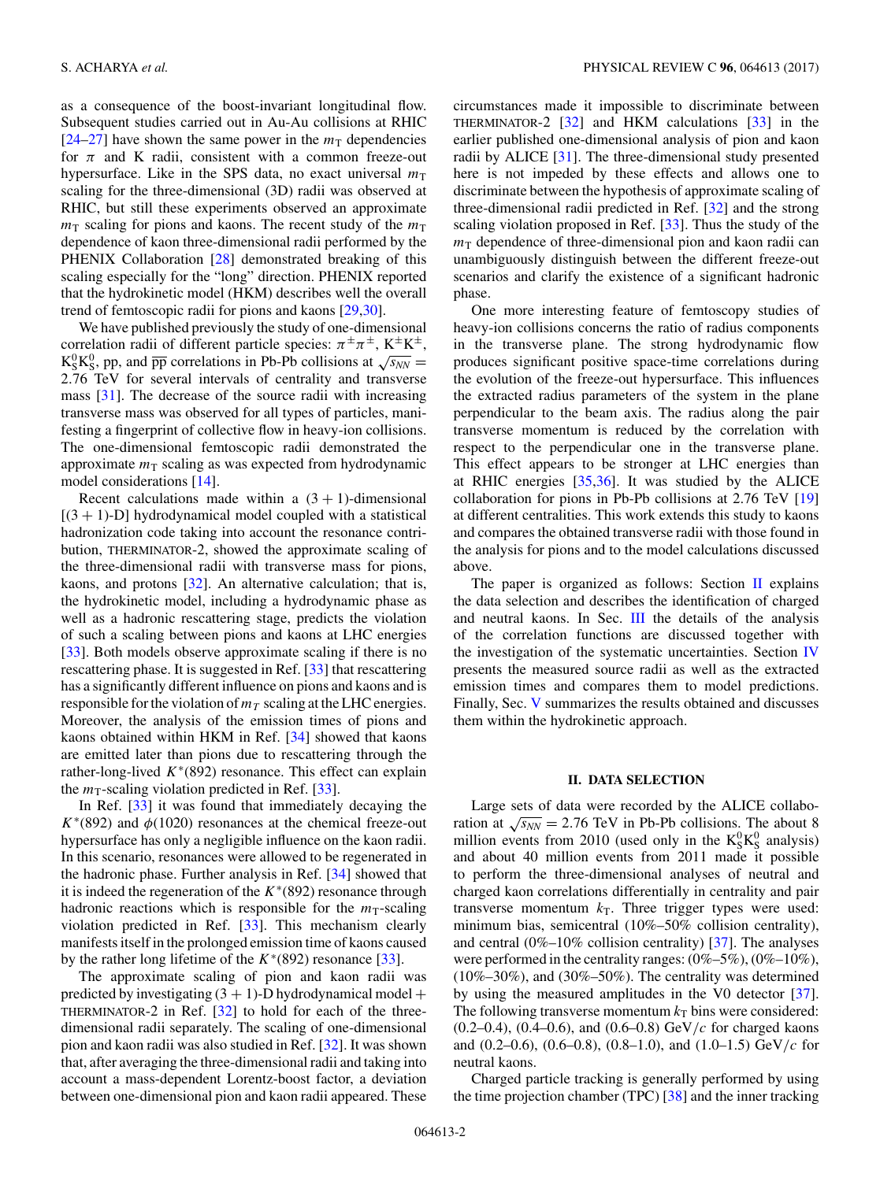as a consequence of the boost-invariant longitudinal flow. Subsequent studies carried out in Au-Au collisions at RHIC [24–27] have shown the same power in the $m_T$ dependencies for $\pi$ and K radii, consistent with a common freeze-out hypersurface. Like in the SPS data, no exact universal $m_T$ scaling for the three-dimensional (3D) radii was observed at RHIC, but still these experiments observed an approximate $m_T$ scaling for pions and kaons. The recent study of the $m_T$ dependence of kaon three-dimensional radii performed by the PHENIX Collaboration [28] demonstrated breaking of this scaling especially for the "long" direction. PHENIX reported that the hydrokinetic model (HKM) describes well the overall trend of femtoscopic radii for pions and kaons [29,30].

We have published previously the study of one-dimensional correlation radii of different particle species: $\pi^{\pm}\pi^{\pm}$, $K^{\pm}K^{\pm}$, $K^0_S K^0_S$, pp, and $\overline{p}\overline{p}$ correlations in Pb-Pb collisions at $\sqrt{s_{NN}} = 2.76$ TeV for several intervals of centrality and transverse mass [31]. The decrease of the source radii with increasing transverse mass was observed for all types of particles, manifesting a fingerprint of collective flow in heavy-ion collisions. The one-dimensional femtoscopic radii demonstrated the approximate $m_T$ scaling as was expected from hydrodynamic model considerations [14].

Recent calculations made within a $(3+1)$-dimensional [$(3+1)$-D] hydrodynamical model coupled with a statistical hadronization code taking into account the resonance contribution, THERMINATOR-2, showed the approximate scaling of the three-dimensional radii with transverse mass for pions, kaons, and protons [32]. An alternative calculation; that is, the hydrokinetic model, including a hydrodynamic phase as well as a hadronic rescattering stage, predicts the violation of such a scaling between pions and kaons at LHC energies [33]. Both models observe approximate scaling if there is no rescattering phase. It is suggested in Ref. [33] that rescattering has a significantly different influence on pions and kaons and is responsible for the violation of $m_T$ scaling at the LHC energies. Moreover, the analysis of the emission times of pions and kaons obtained within HKM in Ref. [34] showed that kaons are emitted later than pions due to rescattering through the rather-long-lived $K^*(892)$ resonance. This effect can explain the $m_T$-scaling violation predicted in Ref. [33].

In Ref. [33] it was found that immediately decaying the $K^*(892)$ and $\phi(1020)$ resonances at the chemical freeze-out hypersurface has only a negligible influence on the kaon radii. In this scenario, resonances were allowed to be regenerated in the hadronic phase. Further analysis in Ref. [34] showed that it is indeed the regeneration of the $K^*(892)$ resonance through hadronic reactions which is responsible for the $m_T$-scaling violation predicted in Ref. [33]. This mechanism clearly manifests itself in the prolonged emission time of kaons caused by the rather long lifetime of the $K^*(892)$ resonance [33].

The approximate scaling of pion and kaon radii was predicted by investigating $(3+1)$-D hydrodynamical model + THERMINATOR-2 in Ref. [32] to hold for each of the three-dimensional radii separately. The scaling of one-dimensional pion and kaon radii was also studied in Ref. [32]. It was shown that, after averaging the three-dimensional radii and taking into account a mass-dependent Lorentz-boost factor, a deviation between one-dimensional pion and kaon radii appeared. These circumstances made it impossible to discriminate between THERMINATOR-2 [32] and HKM calculations [33] in the earlier published one-dimensional analysis of pion and kaon radii by ALICE [31]. The three-dimensional study presented here is not impeded by these effects and allows one to discriminate between the hypothesis of approximate scaling of three-dimensional radii predicted in Ref. [32] and the strong scaling violation proposed in Ref. [33]. Thus the study of the $m_T$ dependence of three-dimensional pion and kaon radii can unambiguously distinguish between the different freeze-out scenarios and clarify the existence of a significant hadronic phase.

One more interesting feature of femtoscopy studies of heavy-ion collisions concerns the ratio of radius components in the transverse plane. The strong hydrodynamic flow produces significant positive space-time correlations during the evolution of the freeze-out hypersurface. This influences the extracted radius parameters of the system in the plane perpendicular to the beam axis. The radius along the pair transverse momentum is reduced by the correlation with respect to the perpendicular one in the transverse plane. This effect appears to be stronger at LHC energies than at RHIC energies [35,36]. It was studied by the ALICE collaboration for pions in Pb-Pb collisions at 2.76 TeV [19] at different centralities. This work extends this study to kaons and compares the obtained transverse radii with those found in the analysis for pions and to the model calculations discussed above.

The paper is organized as follows: Section II explains the data selection and describes the identification of charged and neutral kaons. In Sec. III the details of the analysis of the correlation functions are discussed together with the investigation of the systematic uncertainties. Section IV presents the measured source radii as well as the extracted emission times and compares them to model predictions. Finally, Sec. V summarizes the results obtained and discusses them within the hydrokinetic approach.

## II. DATA SELECTION

Large sets of data were recorded by the ALICE collaboration at $\sqrt{s_{NN}} = 2.76$ TeV in Pb-Pb collisions. The about 8 million events from 2010 (used only in the $K^0_S K^0_S$ analysis) and about 40 million events from 2011 made it possible to perform the three-dimensional analyses of neutral and charged kaon correlations differentially in centrality and pair transverse momentum $k_T$. Three trigger types were used: minimum bias, semicentral (10%–50% collision centrality), and central (0%–10% collision centrality) [37]. The analyses were performed in the centrality ranges: (0%–5%), (0%–10%), (10%–30%), and (30%–50%). The centrality was determined by using the measured amplitudes in the V0 detector [37]. The following transverse momentum $k_T$ bins were considered: (0.2–0.4), (0.4–0.6), and (0.6–0.8) GeV/$c$ for charged kaons and (0.2–0.6), (0.6–0.8), (0.8–1.0), and (1.0–1.5) GeV/$c$ for neutral kaons.

Charged particle tracking is generally performed by using the time projection chamber (TPC) [38] and the inner tracking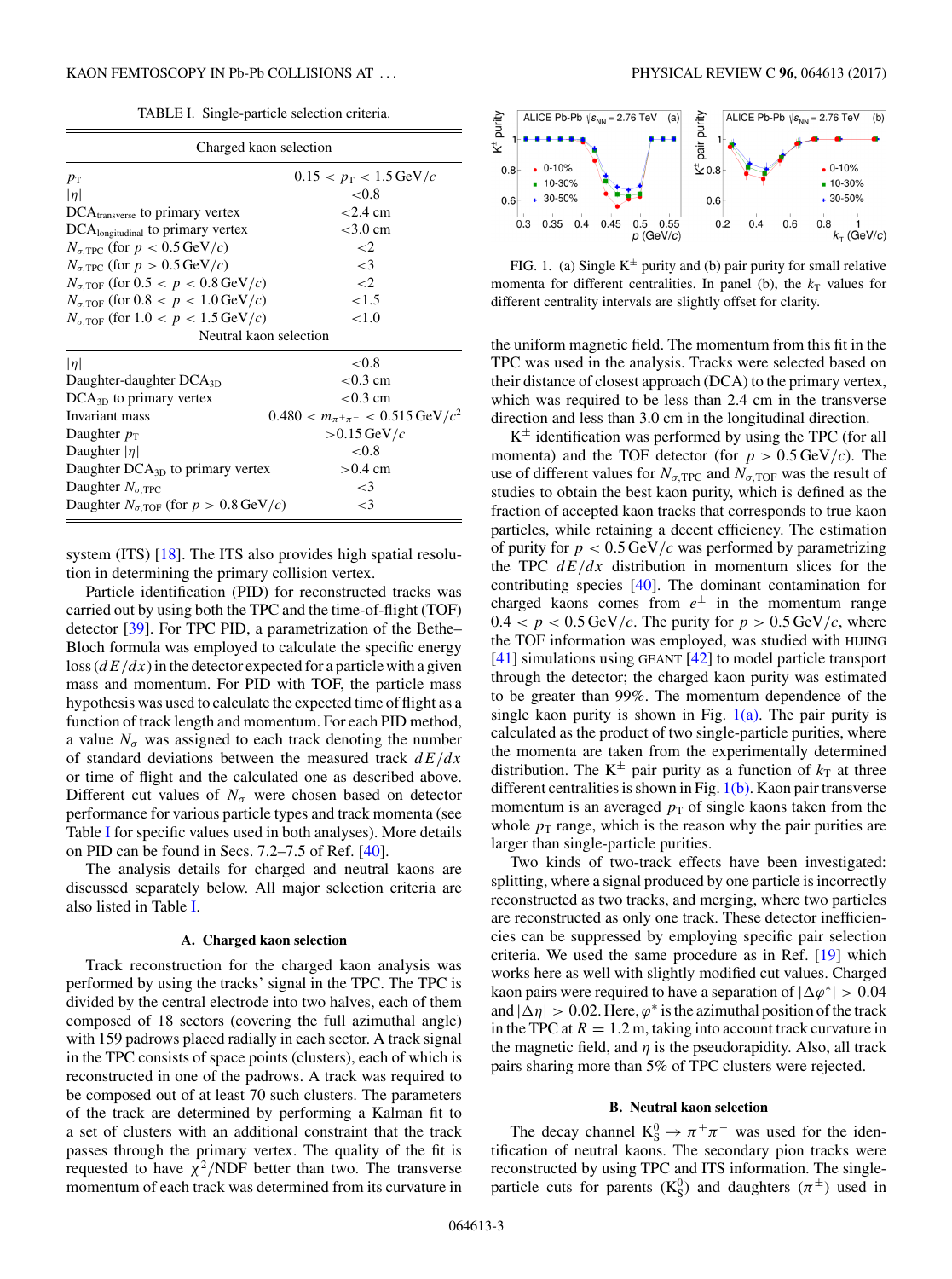TABLE I. Single-particle selection criteria.

| Charged kaon selection | |
|---|---|
| $p_{\mathrm{T}}$ | $0.15 < p_{\mathrm{T}} < 1.5\,\mathrm{GeV}/c$ |
| $\lvert\eta\rvert$ | $<0.8$ |
| $\mathrm{DCA}_{\mathrm{transverse}}$ to primary vertex | $<2.4$ cm |
| $\mathrm{DCA}_{\mathrm{longitudinal}}$ to primary vertex | $<3.0$ cm |
| $N_{\sigma,\mathrm{TPC}}$ (for $p < 0.5\,\mathrm{GeV}/c$) | $<2$ |
| $N_{\sigma,\mathrm{TPC}}$ (for $p > 0.5\,\mathrm{GeV}/c$) | $<3$ |
| $N_{\sigma,\mathrm{TOF}}$ (for $0.5 < p < 0.8\,\mathrm{GeV}/c$) | $<2$ |
| $N_{\sigma,\mathrm{TOF}}$ (for $0.8 < p < 1.0\,\mathrm{GeV}/c$) | $<1.5$ |
| $N_{\sigma,\mathrm{TOF}}$ (for $1.0 < p < 1.5\,\mathrm{GeV}/c$) | $<1.0$ |
| **Neutral kaon selection** | |
| $\lvert\eta\rvert$ | $<0.8$ |
| Daughter-daughter $\mathrm{DCA}_{\mathrm{3D}}$ | $<0.3$ cm |
| $\mathrm{DCA}_{\mathrm{3D}}$ to primary vertex | $<0.3$ cm |
| Invariant mass | $0.480 < m_{\pi^+\pi^-} < 0.515\,\mathrm{GeV}/c^2$ |
| Daughter $p_{\mathrm{T}}$ | $>0.15\,\mathrm{GeV}/c$ |
| Daughter $\lvert\eta\rvert$ | $<0.8$ |
| Daughter $\mathrm{DCA}_{\mathrm{3D}}$ to primary vertex | $>0.4$ cm |
| Daughter $N_{\sigma,\mathrm{TPC}}$ | $<3$ |
| Daughter $N_{\sigma,\mathrm{TOF}}$ (for $p > 0.8\,\mathrm{GeV}/c$) | $<3$ |

system (ITS) [18]. The ITS also provides high spatial resolution in determining the primary collision vertex.

Particle identification (PID) for reconstructed tracks was carried out by using both the TPC and the time-of-flight (TOF) detector [39]. For TPC PID, a parametrization of the Bethe–Bloch formula was employed to calculate the specific energy loss ($dE/dx$) in the detector expected for a particle with a given mass and momentum. For PID with TOF, the particle mass hypothesis was used to calculate the expected time of flight as a function of track length and momentum. For each PID method, a value $N_\sigma$ was assigned to each track denoting the number of standard deviations between the measured track $dE/dx$ or time of flight and the calculated one as described above. Different cut values of $N_\sigma$ were chosen based on detector performance for various particle types and track momenta (see Table I for specific values used in both analyses). More details on PID can be found in Secs. 7.2–7.5 of Ref. [40].

The analysis details for charged and neutral kaons are discussed separately below. All major selection criteria are also listed in Table I.

### A. Charged kaon selection

Track reconstruction for the charged kaon analysis was performed by using the tracks' signal in the TPC. The TPC is divided by the central electrode into two halves, each of them composed of 18 sectors (covering the full azimuthal angle) with 159 padrows placed radially in each sector. A track signal in the TPC consists of space points (clusters), each of which is reconstructed in one of the padrows. A track was required to be composed out of at least 70 such clusters. The parameters of the track are determined by performing a Kalman fit to a set of clusters with an additional constraint that the track passes through the primary vertex. The quality of the fit is requested to have $\chi^2/\mathrm{NDF}$ better than two. The transverse momentum of each track was determined from its curvature in the uniform magnetic field. The momentum from this fit in the TPC was used in the analysis. Tracks were selected based on their distance of closest approach (DCA) to the primary vertex, which was required to be less than 2.4 cm in the transverse direction and less than 3.0 cm in the longitudinal direction.

FIG. 1. (a) Single $\mathrm{K}^\pm$ purity and (b) pair purity for small relative momenta for different centralities. In panel (b), the $k_{\mathrm{T}}$ values for different centrality intervals are slightly offset for clarity.

$\mathrm{K}^\pm$ identification was performed by using the TPC (for all momenta) and the TOF detector (for $p > 0.5\,\mathrm{GeV}/c$). The use of different values for $N_{\sigma,\mathrm{TPC}}$ and $N_{\sigma,\mathrm{TOF}}$ was the result of studies to obtain the best kaon purity, which is defined as the fraction of accepted kaon tracks that corresponds to true kaon particles, while retaining a decent efficiency. The estimation of purity for $p < 0.5\,\mathrm{GeV}/c$ was performed by parametrizing the TPC $dE/dx$ distribution in momentum slices for the contributing species [40]. The dominant contamination for charged kaons comes from $e^\pm$ in the momentum range $0.4 < p < 0.5\,\mathrm{GeV}/c$. The purity for $p > 0.5\,\mathrm{GeV}/c$, where the TOF information was employed, was studied with HIJING [41] simulations using GEANT [42] to model particle transport through the detector; the charged kaon purity was estimated to be greater than 99%. The momentum dependence of the single kaon purity is shown in Fig. 1(a). The pair purity is calculated as the product of two single-particle purities, where the momenta are taken from the experimentally determined distribution. The $\mathrm{K}^\pm$ pair purity as a function of $k_{\mathrm{T}}$ at three different centralities is shown in Fig. 1(b). Kaon pair transverse momentum is an averaged $p_{\mathrm{T}}$ of single kaons taken from the whole $p_{\mathrm{T}}$ range, which is the reason why the pair purities are larger than single-particle purities.

Two kinds of two-track effects have been investigated: splitting, where a signal produced by one particle is incorrectly reconstructed as two tracks, and merging, where two particles are reconstructed as only one track. These detector inefficiencies can be suppressed by employing specific pair selection criteria. We used the same procedure as in Ref. [19] which works here as well with slightly modified cut values. Charged kaon pairs were required to have a separation of $|\Delta\varphi^*| > 0.04$ and $|\Delta\eta| > 0.02$. Here, $\varphi^*$ is the azimuthal position of the track in the TPC at $R = 1.2$ m, taking into account track curvature in the magnetic field, and $\eta$ is the pseudorapidity. Also, all track pairs sharing more than 5% of TPC clusters were rejected.

### B. Neutral kaon selection

The decay channel $\mathrm{K}^0_{\mathrm{S}} \to \pi^+\pi^-$ was used for the identification of neutral kaons. The secondary pion tracks were reconstructed by using TPC and ITS information. The single-particle cuts for parents ($\mathrm{K}^0_{\mathrm{S}}$) and daughters ($\pi^\pm$) used in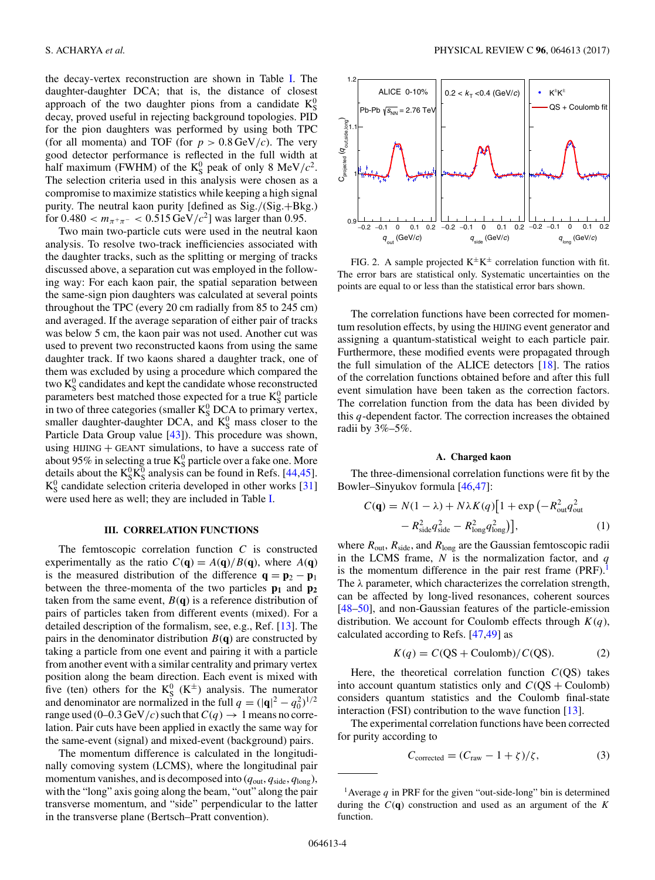the decay-vertex reconstruction are shown in Table I. The daughter-daughter DCA; that is, the distance of closest approach of the two daughter pions from a candidate $K^0_S$ decay, proved useful in rejecting background topologies. PID for the pion daughters was performed by using both TPC (for all momenta) and TOF (for $p > 0.8$ GeV/$c$). The very good detector performance is reflected in the full width at half maximum (FWHM) of the $K^0_S$ peak of only 8 MeV/$c^2$. The selection criteria used in this analysis were chosen as a compromise to maximize statistics while keeping a high signal purity. The neutral kaon purity [defined as Sig./(Sig.+Bkg.) for $0.480 < m_{\pi^+\pi^-} < 0.515$ GeV/$c^2$] was larger than 0.95.

Two main two-particle cuts were used in the neutral kaon analysis. To resolve two-track inefficiencies associated with the daughter tracks, such as the splitting or merging of tracks discussed above, a separation cut was employed in the following way: For each kaon pair, the spatial separation between the same-sign pion daughters was calculated at several points throughout the TPC (every 20 cm radially from 85 to 245 cm) and averaged. If the average separation of either pair of tracks was below 5 cm, the kaon pair was not used. Another cut was used to prevent two reconstructed kaons from using the same daughter track. If two kaons shared a daughter track, one of them was excluded by using a procedure which compared the two $K^0_S$ candidates and kept the candidate whose reconstructed parameters best matched those expected for a true $K^0_S$ particle in two of three categories (smaller $K^0_S$ DCA to primary vertex, smaller daughter-daughter DCA, and $K^0_S$ mass closer to the Particle Data Group value [43]). This procedure was shown, using HIJING + GEANT simulations, to have a success rate of about 95% in selecting a true $K^0_S$ particle over a fake one. More details about the $K^0_S K^0_S$ analysis can be found in Refs. [44,45]. $K^0_S$ candidate selection criteria developed in other works [31] were used here as well; they are included in Table I.

## III. CORRELATION FUNCTIONS

The femtoscopic correlation function $C$ is constructed experimentally as the ratio $C(\mathbf{q}) = A(\mathbf{q})/B(\mathbf{q})$, where $A(\mathbf{q})$ is the measured distribution of the difference $\mathbf{q} = \mathbf{p}_2 - \mathbf{p}_1$ between the three-momenta of the two particles $\mathbf{p_1}$ and $\mathbf{p_2}$ taken from the same event, $B(\mathbf{q})$ is a reference distribution of pairs of particles taken from different events (mixed). For a detailed description of the formalism, see, e.g., Ref. [13]. The pairs in the denominator distribution $B(\mathbf{q})$ are constructed by taking a particle from one event and pairing it with a particle from another event with a similar centrality and primary vertex position along the beam direction. Each event is mixed with five (ten) others for the $K^0_S$ ($K^\pm$) analysis. The numerator and denominator are normalized in the full $q = (|\mathbf{q}|^2 - q_0^2)^{1/2}$ range used (0–0.3 GeV/$c$) such that $C(q) \to 1$ means no correlation. Pair cuts have been applied in exactly the same way for the same-event (signal) and mixed-event (background) pairs.

The momentum difference is calculated in the longitudinally comoving system (LCMS), where the longitudinal pair momentum vanishes, and is decomposed into ($q_{\rm out}, q_{\rm side}, q_{\rm long}$), with the "long" axis going along the beam, "out" along the pair transverse momentum, and "side" perpendicular to the latter in the transverse plane (Bertsch–Pratt convention).

FIG. 2. A sample projected $K^\pm K^\pm$ correlation function with fit. The error bars are statistical only. Systematic uncertainties on the points are equal to or less than the statistical error bars shown.

The correlation functions have been corrected for momentum resolution effects, by using the HIJING event generator and assigning a quantum-statistical weight to each particle pair. Furthermore, these modified events were propagated through the full simulation of the ALICE detectors [18]. The ratios of the correlation functions obtained before and after this full event simulation have been taken as the correction factors. The correlation function from the data has been divided by this $q$-dependent factor. The correction increases the obtained radii by 3%–5%.

### A. Charged kaon

The three-dimensional correlation functions were fit by the Bowler–Sinyukov formula [46,47]:

$$C(\mathbf{q}) = N(1-\lambda) + N\lambda K(q)\big[1 + \exp\big(-R^2_{\rm out}q^2_{\rm out} - R^2_{\rm side}q^2_{\rm side} - R^2_{\rm long}q^2_{\rm long}\big)\big], \tag{1}$$

where $R_{\rm out}$, $R_{\rm side}$, and $R_{\rm long}$ are the Gaussian femtoscopic radii in the LCMS frame, $N$ is the normalization factor, and $q$ is the momentum difference in the pair rest frame (PRF).[1] The $\lambda$ parameter, which characterizes the correlation strength, can be affected by long-lived resonances, coherent sources [48–50], and non-Gaussian features of the particle-emission distribution. We account for Coulomb effects through $K(q)$, calculated according to Refs. [47,49] as

$$K(q) = C(\text{QS} + \text{Coulomb})/C(\text{QS}). \tag{2}$$

Here, the theoretical correlation function $C$(QS) takes into account quantum statistics only and $C$(QS + Coulomb) considers quantum statistics and the Coulomb final-state interaction (FSI) contribution to the wave function [13].

The experimental correlation functions have been corrected for purity according to

$$C_{\rm corrected} = (C_{\rm raw} - 1 + \zeta)/\zeta, \tag{3}$$

[1] Average $q$ in PRF for the given "out-side-long" bin is determined during the $C(\mathbf{q})$ construction and used as an argument of the $K$ function.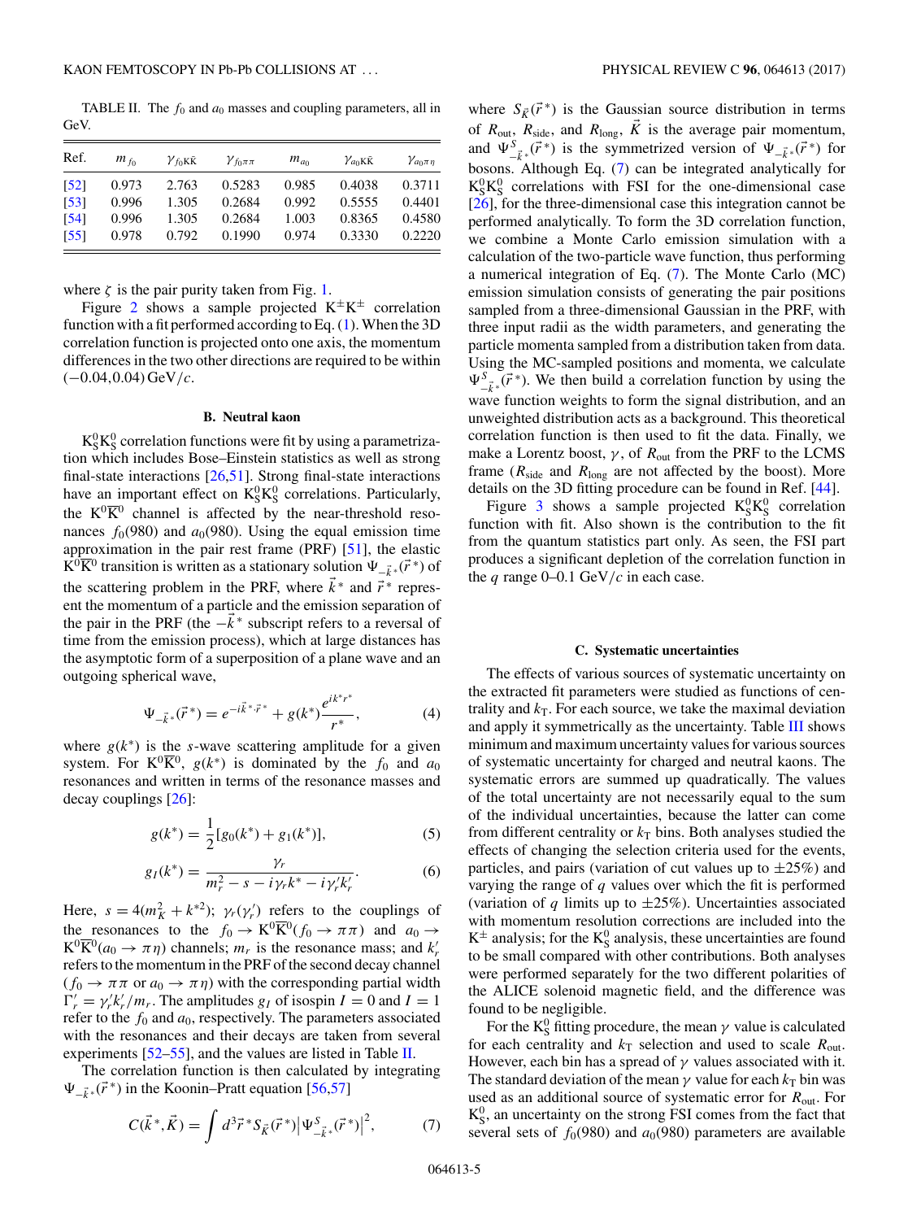TABLE II. The $f_0$ and $a_0$ masses and coupling parameters, all in GeV.

| Ref. | $m_{f_0}$ | $\gamma_{f_0 K\bar{K}}$ | $\gamma_{f_0 \pi\pi}$ | $m_{a_0}$ | $\gamma_{a_0 K\bar{K}}$ | $\gamma_{a_0 \pi\eta}$ |
|---|---|---|---|---|---|---|
| [52] | 0.973 | 2.763 | 0.5283 | 0.985 | 0.4038 | 0.3711 |
| [53] | 0.996 | 1.305 | 0.2684 | 0.992 | 0.5555 | 0.4401 |
| [54] | 0.996 | 1.305 | 0.2684 | 1.003 | 0.8365 | 0.4580 |
| [55] | 0.978 | 0.792 | 0.1990 | 0.974 | 0.3330 | 0.2220 |

where $\zeta$ is the pair purity taken from Fig. 1.

Figure 2 shows a sample projected $K^{\pm}K^{\pm}$ correlation function with a fit performed according to Eq. (1). When the 3D correlation function is projected onto one axis, the momentum differences in the two other directions are required to be within $(-0.04, 0.04)\,\text{GeV}/c$.

### B. Neutral kaon

$K_S^0K_S^0$ correlation functions were fit by using a parametrization which includes Bose–Einstein statistics as well as strong final-state interactions [26,51]. Strong final-state interactions have an important effect on $K_S^0K_S^0$ correlations. Particularly, the $K^0\overline{K}^0$ channel is affected by the near-threshold resonances $f_0(980)$ and $a_0(980)$. Using the equal emission time approximation in the pair rest frame (PRF) [51], the elastic $K^0\overline{K}^0$ transition is written as a stationary solution $\Psi_{-\vec{k}^*}(\vec{r}^*)$ of the scattering problem in the PRF, where $\vec{k}^*$ and $\vec{r}^*$ represent the momentum of a particle and the emission separation of the pair in the PRF (the $-\vec{k}^*$ subscript refers to a reversal of time from the emission process), which at large distances has the asymptotic form of a superposition of a plane wave and an outgoing spherical wave,

$$\Psi_{-\vec{k}^*}(\vec{r}^*) = e^{-i\vec{k}^*\cdot\vec{r}^*} + g(k^*)\frac{e^{ik^*r^*}}{r^*}, \tag{4}$$

where $g(k^*)$ is the $s$-wave scattering amplitude for a given system. For $K^0\overline{K}^0$, $g(k^*)$ is dominated by the $f_0$ and $a_0$ resonances and written in terms of the resonance masses and decay couplings [26]:

$$g(k^*) = \frac{1}{2}[g_0(k^*) + g_1(k^*)], \tag{5}$$

$$g_I(k^*) = \frac{\gamma_r}{m_r^2 - s - i\gamma_r k^* - i\gamma_r' k_r'}. \tag{6}$$

Here, $s = 4(m_K^2 + k^{*2})$; $\gamma_r(\gamma_r')$ refers to the couplings of the resonances to the $f_0 \rightarrow K^0\overline{K}^0(f_0 \rightarrow \pi\pi)$ and $a_0 \rightarrow K^0\overline{K}^0(a_0 \rightarrow \pi\eta)$ channels; $m_r$ is the resonance mass; and $k_r'$ refers to the momentum in the PRF of the second decay channel ($f_0 \rightarrow \pi\pi$ or $a_0 \rightarrow \pi\eta$) with the corresponding partial width $\Gamma_r' = \gamma_r' k_r'/m_r$. The amplitudes $g_I$ of isospin $I = 0$ and $I = 1$ refer to the $f_0$ and $a_0$, respectively. The parameters associated with the resonances and their decays are taken from several experiments [52–55], and the values are listed in Table II.

The correlation function is then calculated by integrating $\Psi_{-\vec{k}^*}(\vec{r}^*)$ in the Koonin–Pratt equation [56,57]

$$C(\vec{k}^*, \vec{K}) = \int d^3\vec{r}^*\, S_{\vec{K}}(\vec{r}^*) \left|\Psi^S_{-\vec{k}^*}(\vec{r}^*)\right|^2, \tag{7}$$

where $S_{\vec{K}}(\vec{r}^*)$ is the Gaussian source distribution in terms of $R_{\text{out}}$, $R_{\text{side}}$, and $R_{\text{long}}$, $\vec{K}$ is the average pair momentum, and $\Psi^S_{-\vec{k}^*}(\vec{r}^*)$ is the symmetrized version of $\Psi_{-\vec{k}^*}(\vec{r}^*)$ for bosons. Although Eq. (7) can be integrated analytically for $K_S^0K_S^0$ correlations with FSI for the one-dimensional case [26], for the three-dimensional case this integration cannot be performed analytically. To form the 3D correlation function, we combine a Monte Carlo emission simulation with a calculation of the two-particle wave function, thus performing a numerical integration of Eq. (7). The Monte Carlo (MC) emission simulation consists of generating the pair positions sampled from a three-dimensional Gaussian in the PRF, with three input radii as the width parameters, and generating the particle momenta sampled from a distribution taken from data. Using the MC-sampled positions and momenta, we calculate $\Psi^S_{-\vec{k}^*}(\vec{r}^*)$. We then build a correlation function by using the wave function weights to form the signal distribution, and an unweighted distribution acts as a background. This theoretical correlation function is then used to fit the data. Finally, we make a Lorentz boost, $\gamma$, of $R_{\text{out}}$ from the PRF to the LCMS frame ($R_{\text{side}}$ and $R_{\text{long}}$ are not affected by the boost). More details on the 3D fitting procedure can be found in Ref. [44].

Figure 3 shows a sample projected $K_S^0K_S^0$ correlation function with fit. Also shown is the contribution to the fit from the quantum statistics part only. As seen, the FSI part produces a significant depletion of the correlation function in the $q$ range 0–0.1 GeV/$c$ in each case.

### C. Systematic uncertainties

The effects of various sources of systematic uncertainty on the extracted fit parameters were studied as functions of centrality and $k_T$. For each source, we take the maximal deviation and apply it symmetrically as the uncertainty. Table III shows minimum and maximum uncertainty values for various sources of systematic uncertainty for charged and neutral kaons. The systematic errors are summed up quadratically. The values of the total uncertainty are not necessarily equal to the sum of the individual uncertainties, because the latter can come from different centrality or $k_T$ bins. Both analyses studied the effects of changing the selection criteria used for the events, particles, and pairs (variation of cut values up to $\pm25\%$) and varying the range of $q$ values over which the fit is performed (variation of $q$ limits up to $\pm25\%$). Uncertainties associated with momentum resolution corrections are included into the $K^{\pm}$ analysis; for the $K_S^0$ analysis, these uncertainties are found to be small compared with other contributions. Both analyses were performed separately for the two different polarities of the ALICE solenoid magnetic field, and the difference was found to be negligible.

For the $K_S^0$ fitting procedure, the mean $\gamma$ value is calculated for each centrality and $k_T$ selection and used to scale $R_{\text{out}}$. However, each bin has a spread of $\gamma$ values associated with it. The standard deviation of the mean $\gamma$ value for each $k_T$ bin was used as an additional source of systematic error for $R_{\text{out}}$. For $K_S^0$, an uncertainty on the strong FSI comes from the fact that several sets of $f_0(980)$ and $a_0(980)$ parameters are available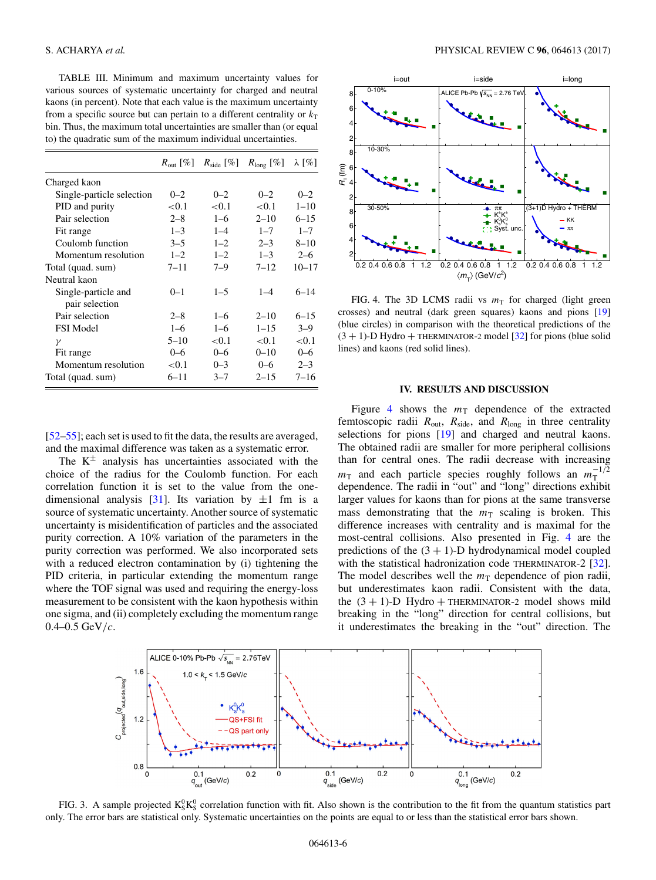TABLE III. Minimum and maximum uncertainty values for various sources of systematic uncertainty for charged and neutral kaons (in percent). Note that each value is the maximum uncertainty from a specific source but can pertain to a different centrality or $k_T$ bin. Thus, the maximum total uncertainties are smaller than (or equal to) the quadratic sum of the maximum individual uncertainties.

| | $R_{\text{out}}$ [%] | $R_{\text{side}}$ [%] | $R_{\text{long}}$ [%] | λ [%] |
|---|---|---|---|---|
| Charged kaon | | | | |
| Single-particle selection | 0–2 | 0–2 | 0–2 | 0–2 |
| PID and purity | <0.1 | <0.1 | <0.1 | 1–10 |
| Pair selection | 2–8 | 1–6 | 2–10 | 6–15 |
| Fit range | 1–3 | 1–4 | 1–7 | 1–7 |
| Coulomb function | 3–5 | 1–2 | 2–3 | 8–10 |
| Momentum resolution | 1–2 | 1–2 | 1–3 | 2–6 |
| Total (quad. sum) | 7–11 | 7–9 | 7–12 | 10–17 |
| Neutral kaon | | | | |
| Single-particle and pair selection | 0–1 | 1–5 | 1–4 | 6–14 |
| Pair selection | 2–8 | 1–6 | 2–10 | 6–15 |
| FSI Model | 1–6 | 1–6 | 1–15 | 3–9 |
| $\gamma$ | 5–10 | <0.1 | <0.1 | <0.1 |
| Fit range | 0–6 | 0–6 | 0–10 | 0–6 |
| Momentum resolution | <0.1 | 0–3 | 0–6 | 2–3 |
| Total (quad. sum) | 6–11 | 3–7 | 2–15 | 7–16 |

[52–55]; each set is used to fit the data, the results are averaged, and the maximal difference was taken as a systematic error.

The $K^{\pm}$ analysis has uncertainties associated with the choice of the radius for the Coulomb function. For each correlation function it is set to the value from the one-dimensional analysis [31]. Its variation by $\pm 1$ fm is a source of systematic uncertainty. Another source of systematic uncertainty is misidentification of particles and the associated purity correction. A 10% variation of the parameters in the purity correction was performed. We also incorporated sets with a reduced electron contamination by (i) tightening the PID criteria, in particular extending the momentum range where the TOF signal was used and requiring the energy-loss measurement to be consistent with the kaon hypothesis within one sigma, and (ii) completely excluding the momentum range 0.4–0.5 GeV/$c$.

FIG. 4. The 3D LCMS radii vs $m_T$ for charged (light green crosses) and neutral (dark green squares) kaons and pions [19] (blue circles) in comparison with the theoretical predictions of the (3 + 1)-D Hydro + THERMINATOR-2 model [32] for pions (blue solid lines) and kaons (red solid lines).

## IV. RESULTS AND DISCUSSION

Figure 4 shows the $m_T$ dependence of the extracted femtoscopic radii $R_{\text{out}}$, $R_{\text{side}}$, and $R_{\text{long}}$ in three centrality selections for pions [19] and charged and neutral kaons. The obtained radii are smaller for more peripheral collisions than for central ones. The radii decrease with increasing $m_T$ and each particle species roughly follows an $m_T^{-1/2}$ dependence. The radii in "out" and "long" directions exhibit larger values for kaons than for pions at the same transverse mass demonstrating that the $m_T$ scaling is broken. This difference increases with centrality and is maximal for the most-central collisions. Also presented in Fig. 4 are the predictions of the (3 + 1)-D hydrodynamical model coupled with the statistical hadronization code THERMINATOR-2 [32]. The model describes well the $m_T$ dependence of pion radii, but underestimates kaon radii. Consistent with the data, the (3 + 1)-D Hydro + THERMINATOR-2 model shows mild breaking in the "long" direction for central collisions, but it underestimates the breaking in the "out" direction. The

FIG. 3. A sample projected $K^0_S K^0_S$ correlation function with fit. Also shown is the contribution to the fit from the quantum statistics part only. The error bars are statistical only. Systematic uncertainties on the points are equal to or less than the statistical error bars shown.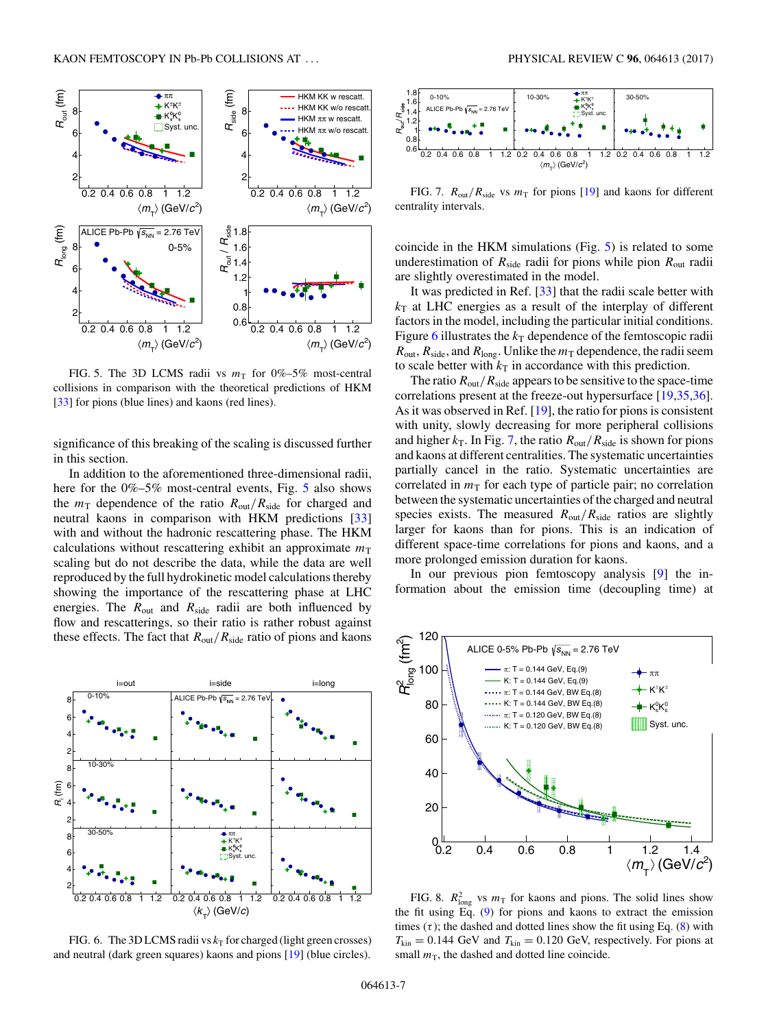FIG. 5. The 3D LCMS radii vs $m_{\mathrm{T}}$ for 0%–5% most-central collisions in comparison with the theoretical predictions of HKM [33] for pions (blue lines) and kaons (red lines).

significance of this breaking of the scaling is discussed further in this section.

In addition to the aforementioned three-dimensional radii, here for the 0%–5% most-central events, Fig. 5 also shows the $m_{\mathrm{T}}$ dependence of the ratio $R_{\mathrm{out}}/R_{\mathrm{side}}$ for charged and neutral kaons in comparison with HKM predictions [33] with and without the hadronic rescattering phase. The HKM calculations without rescattering exhibit an approximate $m_{\mathrm{T}}$ scaling but do not describe the data, while the data are well reproduced by the full hydrokinetic model calculations thereby showing the importance of the rescattering phase at LHC energies. The $R_{\mathrm{out}}$ and $R_{\mathrm{side}}$ radii are both influenced by flow and rescatterings, so their ratio is rather robust against these effects. The fact that $R_{\mathrm{out}}/R_{\mathrm{side}}$ ratio of pions and kaons coincide in the HKM simulations (Fig. 5) is related to some underestimation of $R_{\mathrm{side}}$ radii for pions while pion $R_{\mathrm{out}}$ radii are slightly overestimated in the model.

It was predicted in Ref. [33] that the radii scale better with $k_{\mathrm{T}}$ at LHC energies as a result of the interplay of different factors in the model, including the particular initial conditions. Figure 6 illustrates the $k_{\mathrm{T}}$ dependence of the femtoscopic radii $R_{\mathrm{out}}$, $R_{\mathrm{side}}$, and $R_{\mathrm{long}}$. Unlike the $m_{\mathrm{T}}$ dependence, the radii seem to scale better with $k_{\mathrm{T}}$ in accordance with this prediction.

The ratio $R_{\mathrm{out}}/R_{\mathrm{side}}$ appears to be sensitive to the space-time correlations present at the freeze-out hypersurface [19,35,36]. As it was observed in Ref. [19], the ratio for pions is consistent with unity, slowly decreasing for more peripheral collisions and higher $k_{\mathrm{T}}$. In Fig. 7, the ratio $R_{\mathrm{out}}/R_{\mathrm{side}}$ is shown for pions and kaons at different centralities. The systematic uncertainties partially cancel in the ratio. Systematic uncertainties are correlated in $m_{\mathrm{T}}$ for each type of particle pair; no correlation between the systematic uncertainties of the charged and neutral species exists. The measured $R_{\mathrm{out}}/R_{\mathrm{side}}$ ratios are slightly larger for kaons than for pions. This is an indication of different space-time correlations for pions and kaons, and a more prolonged emission duration for kaons.

In our previous pion femtoscopy analysis [9] the information about the emission time (decoupling time) at

FIG. 6. The 3D LCMS radii vs $k_{\mathrm{T}}$ for charged (light green crosses) and neutral (dark green squares) kaons and pions [19] (blue circles).

FIG. 7. $R_{\mathrm{out}}/R_{\mathrm{side}}$ vs $m_{\mathrm{T}}$ for pions [19] and kaons for different centrality intervals.

FIG. 8. $R^2_{\mathrm{long}}$ vs $m_{\mathrm{T}}$ for kaons and pions. The solid lines show the fit using Eq. (9) for pions and kaons to extract the emission times ($\tau$); the dashed and dotted lines show the fit using Eq. (8) with $T_{\mathrm{kin}} = 0.144$ GeV and $T_{\mathrm{kin}} = 0.120$ GeV, respectively. For pions at small $m_{\mathrm{T}}$, the dashed and dotted line coincide.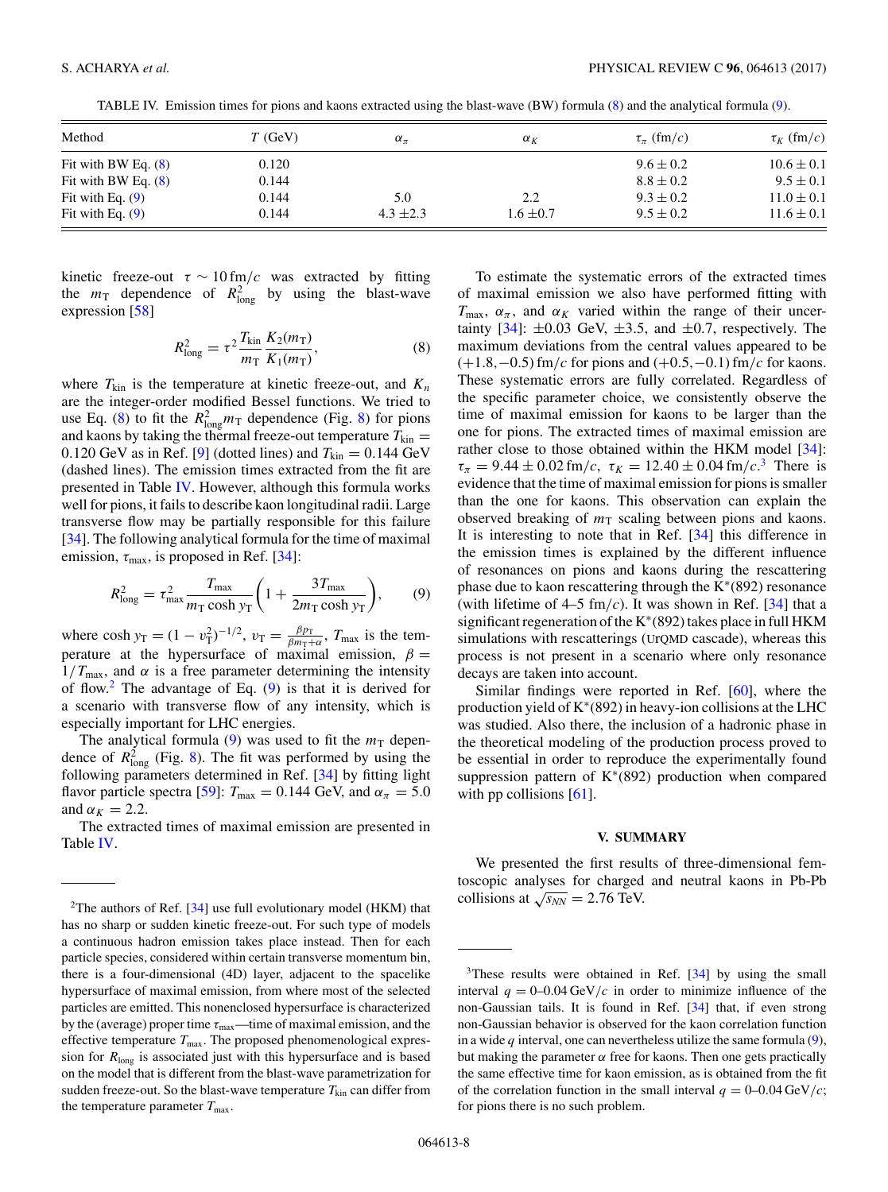TABLE IV. Emission times for pions and kaons extracted using the blast-wave (BW) formula (8) and the analytical formula (9).

| Method | $T$ (GeV) | $\alpha_\pi$ | $\alpha_K$ | $\tau_\pi$ (fm/$c$) | $\tau_K$ (fm/$c$) |
|---|---|---|---|---|---|
| Fit with BW Eq. (8) | 0.120 | | | $9.6 \pm 0.2$ | $10.6 \pm 0.1$ |
| Fit with BW Eq. (8) | 0.144 | | | $8.8 \pm 0.2$ | $9.5 \pm 0.1$ |
| Fit with Eq. (9) | 0.144 | 5.0 | 2.2 | $9.3 \pm 0.2$ | $11.0 \pm 0.1$ |
| Fit with Eq. (9) | 0.144 | $4.3 \pm 2.3$ | $1.6 \pm 0.7$ | $9.5 \pm 0.2$ | $11.6 \pm 0.1$ |

kinetic freeze-out $\tau \sim 10\,\text{fm}/c$ was extracted by fitting the $m_\text{T}$ dependence of $R^2_\text{long}$ by using the blast-wave expression [58]

$$R^2_\text{long} = \tau^2 \frac{T_\text{kin}}{m_\text{T}} \frac{K_2(m_\text{T})}{K_1(m_\text{T})}, \tag{8}$$

where $T_\text{kin}$ is the temperature at kinetic freeze-out, and $K_n$ are the integer-order modified Bessel functions. We tried to use Eq. (8) to fit the $R^2_\text{long} m_\text{T}$ dependence (Fig. 8) for pions and kaons by taking the thermal freeze-out temperature $T_\text{kin} = 0.120$ GeV as in Ref. [9] (dotted lines) and $T_\text{kin} = 0.144$ GeV (dashed lines). The emission times extracted from the fit are presented in Table IV. However, although this formula works well for pions, it fails to describe kaon longitudinal radii. Large transverse flow may be partially responsible for this failure [34]. The following analytical formula for the time of maximal emission, $\tau_\text{max}$, is proposed in Ref. [34]:

$$R^2_\text{long} = \tau^2_\text{max} \frac{T_\text{max}}{m_\text{T} \cosh y_\text{T}} \left( 1 + \frac{3T_\text{max}}{2m_\text{T} \cosh y_\text{T}} \right), \tag{9}$$

where $\cosh y_\text{T} = (1 - v_\text{T}^2)^{-1/2}$, $v_\text{T} = \frac{\beta p_\text{T}}{\beta m_\text{T} + \alpha}$, $T_\text{max}$ is the temperature at the hypersurface of maximal emission, $\beta = 1/T_\text{max}$, and $\alpha$ is a free parameter determining the intensity of flow.[2] The advantage of Eq. (9) is that it is derived for a scenario with transverse flow of any intensity, which is especially important for LHC energies.

The analytical formula (9) was used to fit the $m_\text{T}$ dependence of $R^2_\text{long}$ (Fig. 8). The fit was performed by using the following parameters determined in Ref. [34] by fitting light flavor particle spectra [59]: $T_\text{max} = 0.144$ GeV, and $\alpha_\pi = 5.0$ and $\alpha_K = 2.2$.

The extracted times of maximal emission are presented in Table IV.

To estimate the systematic errors of the extracted times of maximal emission we also have performed fitting with $T_\text{max}$, $\alpha_\pi$, and $\alpha_K$ varied within the range of their uncertainty [34]: $\pm 0.03$ GeV, $\pm 3.5$, and $\pm 0.7$, respectively. The maximum deviations from the central values appeared to be $(+1.8, -0.5)$ fm/$c$ for pions and $(+0.5, -0.1)$ fm/$c$ for kaons. These systematic errors are fully correlated. Regardless of the specific parameter choice, we consistently observe the time of maximal emission for kaons to be larger than the one for pions. The extracted times of maximal emission are rather close to those obtained within the HKM model [34]: $\tau_\pi = 9.44 \pm 0.02\,\text{fm}/c$, $\tau_K = 12.40 \pm 0.04\,\text{fm}/c$.[3] There is evidence that the time of maximal emission for pions is smaller than the one for kaons. This observation can explain the observed breaking of $m_\text{T}$ scaling between pions and kaons. It is interesting to note that in Ref. [34] this difference in the emission times is explained by the different influence of resonances on pions and kaons during the rescattering phase due to kaon rescattering through the $\text{K}^*(892)$ resonance (with lifetime of 4–5 fm/$c$). It was shown in Ref. [34] that a significant regeneration of the $\text{K}^*(892)$ takes place in full HKM simulations with rescatterings (UrQMD cascade), whereas this process is not present in a scenario where only resonance decays are taken into account.

Similar findings were reported in Ref. [60], where the production yield of $\text{K}^*(892)$ in heavy-ion collisions at the LHC was studied. Also there, the inclusion of a hadronic phase in the theoretical modeling of the production process proved to be essential in order to reproduce the experimentally found suppression pattern of $\text{K}^*(892)$ production when compared with pp collisions [61].

## V. SUMMARY

We presented the first results of three-dimensional femtoscopic analyses for charged and neutral kaons in Pb-Pb collisions at $\sqrt{s_{NN}} = 2.76$ TeV.

---

[2] The authors of Ref. [34] use full evolutionary model (HKM) that has no sharp or sudden kinetic freeze-out. For such type of models a continuous hadron emission takes place instead. Then for each particle species, considered within certain transverse momentum bin, there is a four-dimensional (4D) layer, adjacent to the spacelike hypersurface of maximal emission, from where most of the selected particles are emitted. This nonenclosed hypersurface is characterized by the (average) proper time $\tau_\text{max}$—time of maximal emission, and the effective temperature $T_\text{max}$. The proposed phenomenological expression for $R_\text{long}$ is associated just with this hypersurface and is based on the model that is different from the blast-wave parametrization for sudden freeze-out. So the blast-wave temperature $T_\text{kin}$ can differ from the temperature parameter $T_\text{max}$.

[3] These results were obtained in Ref. [34] by using the small interval $q = 0$–$0.04\,\text{GeV}/c$ in order to minimize influence of the non-Gaussian tails. It is found in Ref. [34] that, if even strong non-Gaussian behavior is observed for the kaon correlation function in a wide $q$ interval, one can nevertheless utilize the same formula (9), but making the parameter $\alpha$ free for kaons. Then one gets practically the same effective time for kaon emission, as is obtained from the fit of the correlation function in the small interval $q = 0$–$0.04\,\text{GeV}/c$; for pions there is no such problem.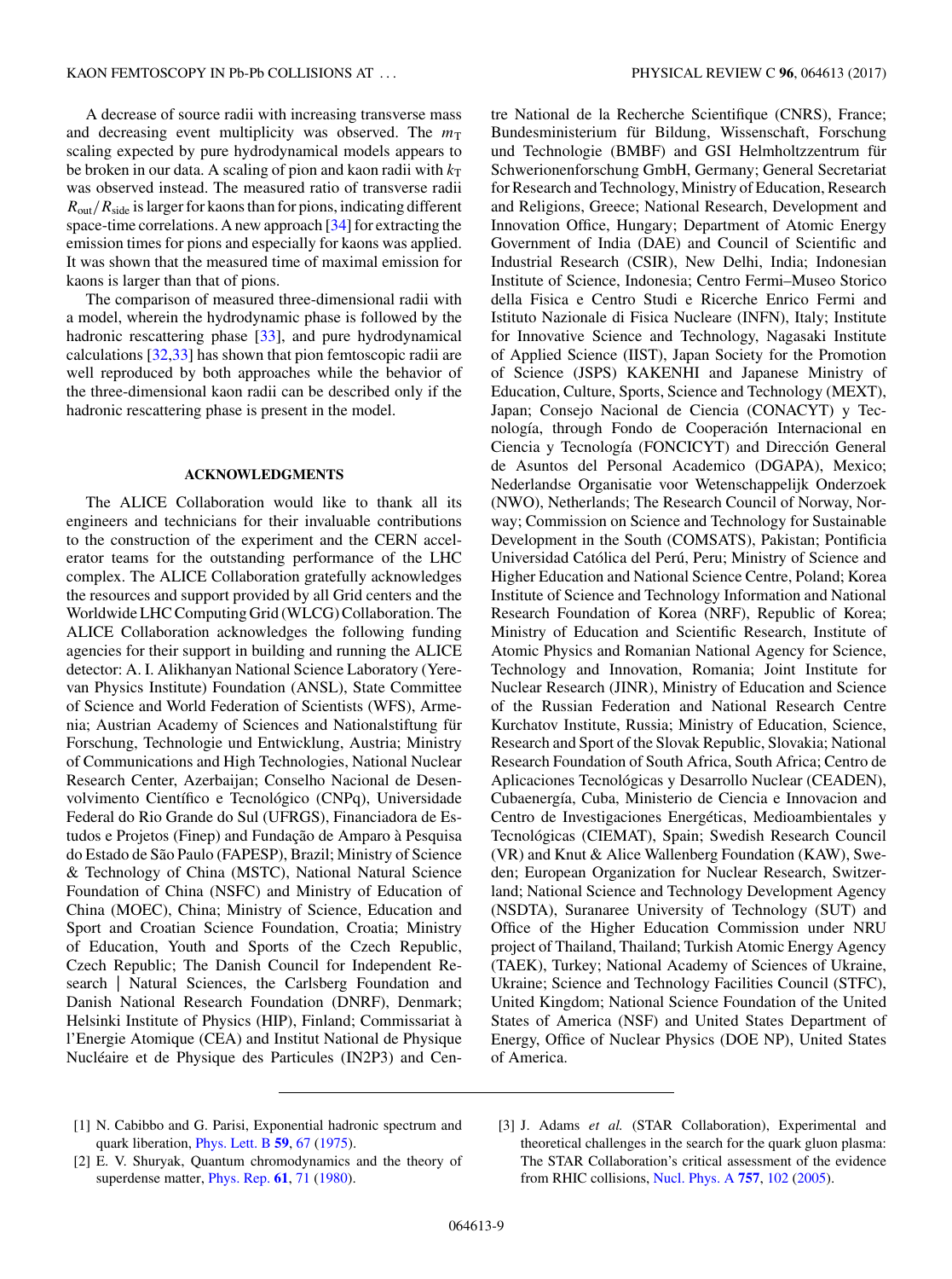A decrease of source radii with increasing transverse mass and decreasing event multiplicity was observed. The $m_T$ scaling expected by pure hydrodynamical models appears to be broken in our data. A scaling of pion and kaon radii with $k_T$ was observed instead. The measured ratio of transverse radii $R_{out}/R_{side}$ is larger for kaons than for pions, indicating different space-time correlations. A new approach [34] for extracting the emission times for pions and especially for kaons was applied. It was shown that the measured time of maximal emission for kaons is larger than that of pions.

The comparison of measured three-dimensional radii with a model, wherein the hydrodynamic phase is followed by the hadronic rescattering phase [33], and pure hydrodynamical calculations [32,33] has shown that pion femtoscopic radii are well reproduced by both approaches while the behavior of the three-dimensional kaon radii can be described only if the hadronic rescattering phase is present in the model.

## ACKNOWLEDGMENTS

The ALICE Collaboration would like to thank all its engineers and technicians for their invaluable contributions to the construction of the experiment and the CERN accelerator teams for the outstanding performance of the LHC complex. The ALICE Collaboration gratefully acknowledges the resources and support provided by all Grid centers and the Worldwide LHC Computing Grid (WLCG) Collaboration. The ALICE Collaboration acknowledges the following funding agencies for their support in building and running the ALICE detector: A. I. Alikhanyan National Science Laboratory (Yerevan Physics Institute) Foundation (ANSL), State Committee of Science and World Federation of Scientists (WFS), Armenia; Austrian Academy of Sciences and Nationalstiftung für Forschung, Technologie und Entwicklung, Austria; Ministry of Communications and High Technologies, National Nuclear Research Center, Azerbaijan; Conselho Nacional de Desenvolvimento Científico e Tecnológico (CNPq), Universidade Federal do Rio Grande do Sul (UFRGS), Financiadora de Estudos e Projetos (Finep) and Fundação de Amparo à Pesquisa do Estado de São Paulo (FAPESP), Brazil; Ministry of Science & Technology of China (MSTC), National Natural Science Foundation of China (NSFC) and Ministry of Education of China (MOEC), China; Ministry of Science, Education and Sport and Croatian Science Foundation, Croatia; Ministry of Education, Youth and Sports of the Czech Republic, Czech Republic; The Danish Council for Independent Research | Natural Sciences, the Carlsberg Foundation and Danish National Research Foundation (DNRF), Denmark; Helsinki Institute of Physics (HIP), Finland; Commissariat à l'Energie Atomique (CEA) and Institut National de Physique Nucléaire et de Physique des Particules (IN2P3) and Centre National de la Recherche Scientifique (CNRS), France; Bundesministerium für Bildung, Wissenschaft, Forschung und Technologie (BMBF) and GSI Helmholtzzentrum für Schwerionenforschung GmbH, Germany; General Secretariat for Research and Technology, Ministry of Education, Research and Religions, Greece; National Research, Development and Innovation Office, Hungary; Department of Atomic Energy Government of India (DAE) and Council of Scientific and Industrial Research (CSIR), New Delhi, India; Indonesian Institute of Science, Indonesia; Centro Fermi–Museo Storico della Fisica e Centro Studi e Ricerche Enrico Fermi and Istituto Nazionale di Fisica Nucleare (INFN), Italy; Institute for Innovative Science and Technology, Nagasaki Institute of Applied Science (IIST), Japan Society for the Promotion of Science (JSPS) KAKENHI and Japanese Ministry of Education, Culture, Sports, Science and Technology (MEXT), Japan; Consejo Nacional de Ciencia (CONACYT) y Tecnología, through Fondo de Cooperación Internacional en Ciencia y Tecnología (FONCICYT) and Dirección General de Asuntos del Personal Academico (DGAPA), Mexico; Nederlandse Organisatie voor Wetenschappelijk Onderzoek (NWO), Netherlands; The Research Council of Norway, Norway; Commission on Science and Technology for Sustainable Development in the South (COMSATS), Pakistan; Pontificia Universidad Católica del Perú, Peru; Ministry of Science and Higher Education and National Science Centre, Poland; Korea Institute of Science and Technology Information and National Research Foundation of Korea (NRF), Republic of Korea; Ministry of Education and Scientific Research, Institute of Atomic Physics and Romanian National Agency for Science, Technology and Innovation, Romania; Joint Institute for Nuclear Research (JINR), Ministry of Education and Science of the Russian Federation and National Research Centre Kurchatov Institute, Russia; Ministry of Education, Science, Research and Sport of the Slovak Republic, Slovakia; National Research Foundation of South Africa, South Africa; Centro de Aplicaciones Tecnológicas y Desarrollo Nuclear (CEADEN), Cubaenergía, Cuba, Ministerio de Ciencia e Innovacion and Centro de Investigaciones Energéticas, Medioambientales y Tecnológicas (CIEMAT), Spain; Swedish Research Council (VR) and Knut & Alice Wallenberg Foundation (KAW), Sweden; European Organization for Nuclear Research, Switzerland; National Science and Technology Development Agency (NSDTA), Suranaree University of Technology (SUT) and Office of the Higher Education Commission under NRU project of Thailand, Thailand; Turkish Atomic Energy Agency (TAEK), Turkey; National Academy of Sciences of Ukraine, Ukraine; Science and Technology Facilities Council (STFC), United Kingdom; National Science Foundation of the United States of America (NSF) and United States Department of Energy, Office of Nuclear Physics (DOE NP), United States of America.

---

[1] N. Cabibbo and G. Parisi, Exponential hadronic spectrum and quark liberation, Phys. Lett. B **59**, 67 (1975).

[2] E. V. Shuryak, Quantum chromodynamics and the theory of superdense matter, Phys. Rep. **61**, 71 (1980).

[3] J. Adams *et al.* (STAR Collaboration), Experimental and theoretical challenges in the search for the quark gluon plasma: The STAR Collaboration's critical assessment of the evidence from RHIC collisions, Nucl. Phys. A **757**, 102 (2005).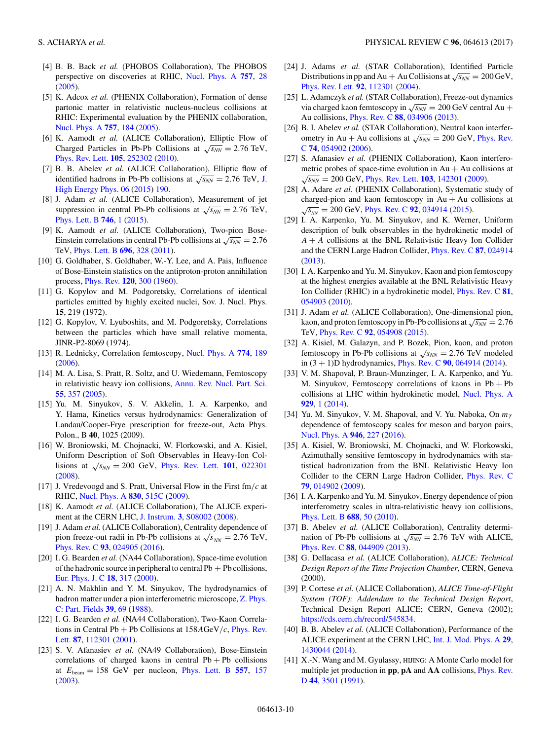[4] B. B. Back *et al.* (PHOBOS Collaboration), The PHOBOS perspective on discoveries at RHIC, Nucl. Phys. A **757**, 28 (2005).

[5] K. Adcox *et al.* (PHENIX Collaboration), Formation of dense partonic matter in relativistic nucleus-nucleus collisions at RHIC: Experimental evaluation by the PHENIX collaboration, Nucl. Phys. A **757**, 184 (2005).

[6] K. Aamodt *et al.* (ALICE Collaboration), Elliptic Flow of Charged Particles in Pb-Pb Collisions at $\sqrt{s_{NN}} = 2.76$ TeV, Phys. Rev. Lett. **105**, 252302 (2010).

[7] B. B. Abelev *et al.* (ALICE Collaboration), Elliptic flow of identified hadrons in Pb-Pb collisions at $\sqrt{s_{NN}} = 2.76$ TeV, J. High Energy Phys. 06 (2015) 190.

[8] J. Adam *et al.* (ALICE Collaboration), Measurement of jet suppression in central Pb-Pb collisions at $\sqrt{s_{NN}} = 2.76$ TeV, Phys. Lett. B **746**, 1 (2015).

[9] K. Aamodt *et al.* (ALICE Collaboration), Two-pion Bose-Einstein correlations in central Pb-Pb collisions at $\sqrt{s_{NN}} = 2.76$ TeV, Phys. Lett. B **696**, 328 (2011).

[10] G. Goldhaber, S. Goldhaber, W.-Y. Lee, and A. Pais, Influence of Bose-Einstein statistics on the antiproton-proton annihilation process, Phys. Rev. **120**, 300 (1960).

[11] G. Kopylov and M. Podgoretsky, Correlations of identical particles emitted by highly excited nuclei, Sov. J. Nucl. Phys. **15**, 219 (1972).

[12] G. Kopylov, V. Lyuboshits, and M. Podgoretsky, Correlations between the particles which have small relative momenta, JINR-P2-8069 (1974).

[13] R. Lednicky, Correlation femtoscopy, Nucl. Phys. A **774**, 189 (2006).

[14] M. A. Lisa, S. Pratt, R. Soltz, and U. Wiedemann, Femtoscopy in relativistic heavy ion collisions, Annu. Rev. Nucl. Part. Sci. **55**, 357 (2005).

[15] Yu. M. Sinyukov, S. V. Akkelin, I. A. Karpenko, and Y. Hama, Kinetics versus hydrodynamics: Generalization of Landau/Cooper-Frye prescription for freeze-out, Acta Phys. Polon., B **40**, 1025 (2009).

[16] W. Broniowski, M. Chojnacki, W. Florkowski, and A. Kisiel, Uniform Description of Soft Observables in Heavy-Ion Collisions at $\sqrt{s_{NN}} = 200$ GeV, Phys. Rev. Lett. **101**, 022301 (2008).

[17] J. Vredevoogd and S. Pratt, Universal Flow in the First fm/$c$ at RHIC, Nucl. Phys. A **830**, 515C (2009).

[18] K. Aamodt *et al.* (ALICE Collaboration), The ALICE experiment at the CERN LHC, J. Instrum. **3**, S08002 (2008).

[19] J. Adam *et al.* (ALICE Collaboration), Centrality dependence of pion freeze-out radii in Pb-Pb collisions at $\sqrt{s_{NN}} = 2.76$ TeV, Phys. Rev. C **93**, 024905 (2016).

[20] I. G. Bearden *et al.* (NA44 Collaboration), Space-time evolution of the hadronic source in peripheral to central Pb + Pb collisions, Eur. Phys. J. C **18**, 317 (2000).

[21] A. N. Makhlin and Y. M. Sinyukov, The hydrodynamics of hadron matter under a pion interferometric microscope, Z. Phys. C: Part. Fields **39**, 69 (1988).

[22] I. G. Bearden *et al.* (NA44 Collaboration), Two-Kaon Correlations in Central Pb + Pb Collisions at 158$A$GeV/$c$, Phys. Rev. Lett. **87**, 112301 (2001).

[23] S. V. Afanasiev *et al.* (NA49 Collaboration), Bose-Einstein correlations of charged kaons in central Pb + Pb collisions at $E_{\rm beam} = 158$ GeV per nucleon, Phys. Lett. B **557**, 157 (2003).

[24] J. Adams *et al.* (STAR Collaboration), Identified Particle Distributions in pp and Au + Au Collisions at $\sqrt{s_{NN}} = 200$ GeV, Phys. Rev. Lett. **92**, 112301 (2004).

[25] L. Adamczyk *et al.* (STAR Collaboration), Freeze-out dynamics via charged kaon femtoscopy in $\sqrt{s_{NN}} = 200$ GeV central Au + Au collisions, Phys. Rev. C **88**, 034906 (2013).

[26] B. I. Abelev *et al.* (STAR Collaboration), Neutral kaon interferometry in Au + Au collisions at $\sqrt{s_{NN}} = 200$ GeV, Phys. Rev. C **74**, 054902 (2006).

[27] S. Afanasiev *et al.* (PHENIX Collaboration), Kaon interferometric probes of space-time evolution in Au + Au collisions at $\sqrt{s_{NN}} = 200$ GeV, Phys. Rev. Lett. **103**, 142301 (2009).

[28] A. Adare *et al.* (PHENIX Collaboration), Systematic study of charged-pion and kaon femtoscopy in Au + Au collisions at $\sqrt{s_{NN}} = 200$ GeV, Phys. Rev. C **92**, 034914 (2015).

[29] I. A. Karpenko, Yu. M. Sinyukov, and K. Werner, Uniform description of bulk observables in the hydrokinetic model of $A + A$ collisions at the BNL Relativistic Heavy Ion Collider and the CERN Large Hadron Collider, Phys. Rev. C **87**, 024914 (2013).

[30] I. A. Karpenko and Yu. M. Sinyukov, Kaon and pion femtoscopy at the highest energies available at the BNL Relativistic Heavy Ion Collider (RHIC) in a hydrokinetic model, Phys. Rev. C **81**, 054903 (2010).

[31] J. Adam *et al.* (ALICE Collaboration), One-dimensional pion, kaon, and proton femtoscopy in Pb-Pb collisions at $\sqrt{s_{NN}} = 2.76$ TeV, Phys. Rev. C **92**, 054908 (2015).

[32] A. Kisiel, M. Galazyn, and P. Bozek, Pion, kaon, and proton femtoscopy in Pb-Pb collisions at $\sqrt{s_{NN}} = 2.76$ TeV modeled in (3 + 1)D hydrodynamics, Phys. Rev. C **90**, 064914 (2014).

[33] V. M. Shapoval, P. Braun-Munzinger, I. A. Karpenko, and Yu. M. Sinyukov, Femtoscopy correlations of kaons in Pb + Pb collisions at LHC within hydrokinetic model, Nucl. Phys. A **929**, 1 (2014).

[34] Yu. M. Sinyukov, V. M. Shapoval, and V. Yu. Naboka, On $m_T$ dependence of femtoscopy scales for meson and baryon pairs, Nucl. Phys. A **946**, 227 (2016).

[35] A. Kisiel, W. Broniowski, M. Chojnacki, and W. Florkowski, Azimuthally sensitive femtoscopy in hydrodynamics with statistical hadronization from the BNL Relativistic Heavy Ion Collider to the CERN Large Hadron Collider, Phys. Rev. C **79**, 014902 (2009).

[36] I. A. Karpenko and Yu. M. Sinyukov, Energy dependence of pion interferometry scales in ultra-relativistic heavy ion collisions, Phys. Lett. B **688**, 50 (2010).

[37] B. Abelev *et al.* (ALICE Collaboration), Centrality determination of Pb-Pb collisions at $\sqrt{s_{NN}} = 2.76$ TeV with ALICE, Phys. Rev. C **88**, 044909 (2013).

[38] G. Dellacasa *et al.* (ALICE Collaboration), *ALICE: Technical Design Report of the Time Projection Chamber*, CERN, Geneva (2000).

[39] P. Cortese *et al.* (ALICE Collaboration), *ALICE Time-of-Flight System (TOF): Addendum to the Technical Design Report*, Technical Design Report ALICE; CERN, Geneva (2002); https://cds.cern.ch/record/545834.

[40] B. B. Abelev *et al.* (ALICE Collaboration), Performance of the ALICE experiment at the CERN LHC, Int. J. Mod. Phys. A **29**, 1430044 (2014).

[41] X.-N. Wang and M. Gyulassy, HIJING: A Monte Carlo model for multiple jet production in **pp**, **pA** and **AA** collisions, Phys. Rev. D **44**, 3501 (1991).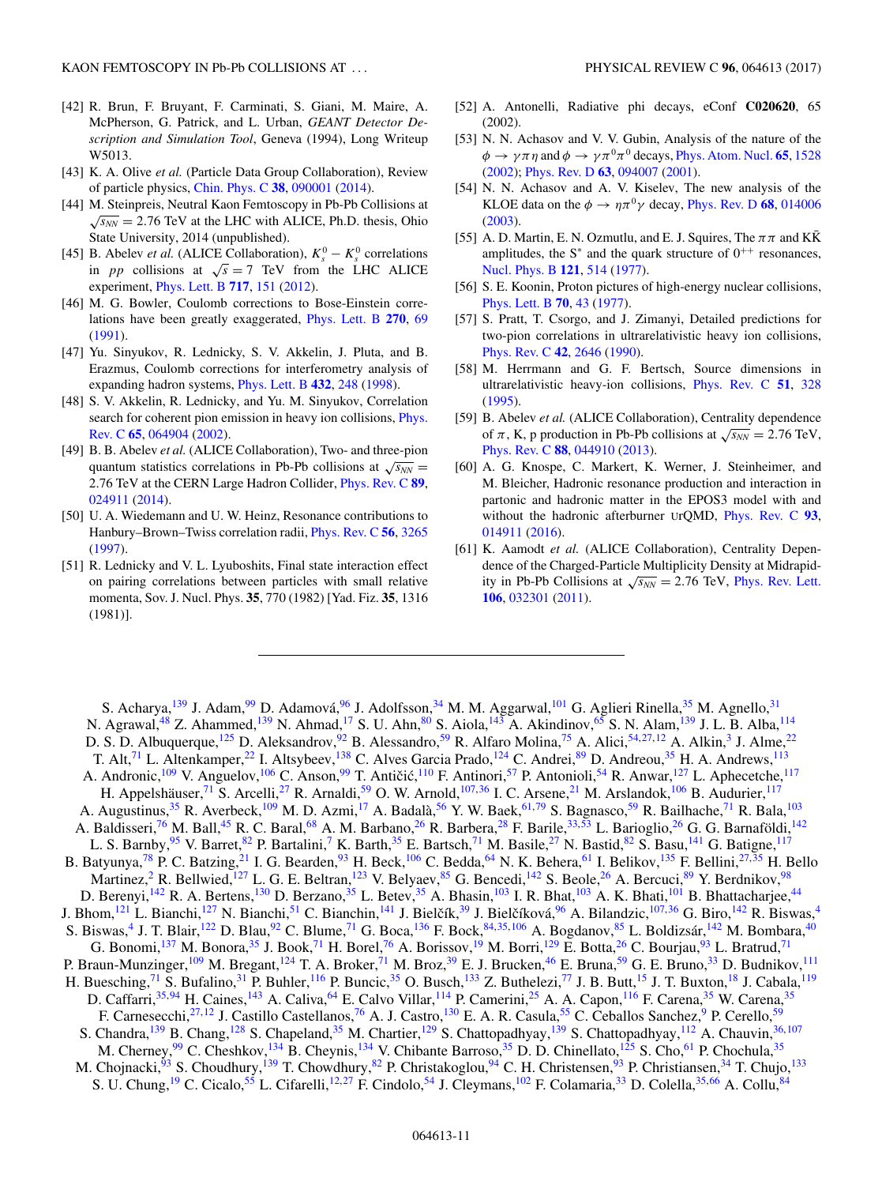[42] R. Brun, F. Bruyant, F. Carminati, S. Giani, M. Maire, A. McPherson, G. Patrick, and L. Urban, *GEANT Detector Description and Simulation Tool*, Geneva (1994), Long Writeup W5013.

[43] K. A. Olive *et al.* (Particle Data Group Collaboration), Review of particle physics, Chin. Phys. C **38**, 090001 (2014).

[44] M. Steinpreis, Neutral Kaon Femtoscopy in Pb-Pb Collisions at $\sqrt{s_{NN}} = 2.76$ TeV at the LHC with ALICE, Ph.D. thesis, Ohio State University, 2014 (unpublished).

[45] B. Abelev *et al.* (ALICE Collaboration), $K_s^0 - K_s^0$ correlations in *pp* collisions at $\sqrt{s} = 7$ TeV from the LHC ALICE experiment, Phys. Lett. B **717**, 151 (2012).

[46] M. G. Bowler, Coulomb corrections to Bose-Einstein correlations have been greatly exaggerated, Phys. Lett. B **270**, 69 (1991).

[47] Yu. Sinyukov, R. Lednicky, S. V. Akkelin, J. Pluta, and B. Erazmus, Coulomb corrections for interferometry analysis of expanding hadron systems, Phys. Lett. B **432**, 248 (1998).

[48] S. V. Akkelin, R. Lednicky, and Yu. M. Sinyukov, Correlation search for coherent pion emission in heavy ion collisions, Phys. Rev. C **65**, 064904 (2002).

[49] B. B. Abelev *et al.* (ALICE Collaboration), Two- and three-pion quantum statistics correlations in Pb-Pb collisions at $\sqrt{s_{NN}} =$ 2.76 TeV at the CERN Large Hadron Collider, Phys. Rev. C **89**, 024911 (2014).

[50] U. A. Wiedemann and U. W. Heinz, Resonance contributions to Hanbury–Brown–Twiss correlation radii, Phys. Rev. C **56**, 3265 (1997).

[51] R. Lednicky and V. L. Lyuboshits, Final state interaction effect on pairing correlations between particles with small relative momenta, Sov. J. Nucl. Phys. **35**, 770 (1982) [Yad. Fiz. **35**, 1316 (1981)].

[52] A. Antonelli, Radiative phi decays, eConf **C020620**, 65 (2002).

[53] N. N. Achasov and V. V. Gubin, Analysis of the nature of the $\phi \to \gamma\pi\eta$ and $\phi \to \gamma\pi^0\pi^0$ decays, Phys. Atom. Nucl. **65**, 1528 (2002); Phys. Rev. D **63**, 094007 (2001).

[54] N. N. Achasov and A. V. Kiselev, The new analysis of the KLOE data on the $\phi \to \eta\pi^0\gamma$ decay, Phys. Rev. D **68**, 014006 (2003).

[55] A. D. Martin, E. N. Ozmutlu, and E. J. Squires, The $\pi\pi$ and $K\bar{K}$ amplitudes, the $S^*$ and the quark structure of $0^{++}$ resonances, Nucl. Phys. B **121**, 514 (1977).

[56] S. E. Koonin, Proton pictures of high-energy nuclear collisions, Phys. Lett. B **70**, 43 (1977).

[57] S. Pratt, T. Csorgo, and J. Zimanyi, Detailed predictions for two-pion correlations in ultrarelativistic heavy ion collisions, Phys. Rev. C **42**, 2646 (1990).

[58] M. Herrmann and G. F. Bertsch, Source dimensions in ultrarelativistic heavy-ion collisions, Phys. Rev. C **51**, 328 (1995).

[59] B. Abelev *et al.* (ALICE Collaboration), Centrality dependence of $\pi$, K, p production in Pb-Pb collisions at $\sqrt{s_{NN}} = 2.76$ TeV, Phys. Rev. C **88**, 044910 (2013).

[60] A. G. Knospe, C. Markert, K. Werner, J. Steinheimer, and M. Bleicher, Hadronic resonance production and interaction in partonic and hadronic matter in the EPOS3 model with and without the hadronic afterburner UrQMD, Phys. Rev. C **93**, 014911 (2016).

[61] K. Aamodt *et al.* (ALICE Collaboration), Centrality Dependence of the Charged-Particle Multiplicity Density at Midrapidity in Pb-Pb Collisions at $\sqrt{s_{NN}} = 2.76$ TeV, Phys. Rev. Lett. **106**, 032301 (2011).

---

S. Acharya,[139] J. Adam,[99] D. Adamová,[96] J. Adolfsson,[34] M. M. Aggarwal,[101] G. Aglieri Rinella,[35] M. Agnello,[31] N. Agrawal,[48] Z. Ahammed,[139] N. Ahmad,[17] S. U. Ahn,[80] S. Aiola,[143] A. Akindinov,[65] S. N. Alam,[139] J. L. B. Alba,[114] D. S. D. Albuquerque,[125] D. Aleksandrov,[92] B. Alessandro,[59] R. Alfaro Molina,[75] A. Alici,[54,27,12] A. Alkin,[3] J. Alme,[22] T. Alt,[71] L. Altenkamper,[22] I. Altsybeev,[138] C. Alves Garcia Prado,[124] C. Andrei,[89] D. Andreou,[35] H. A. Andrews,[113] A. Andronic,[109] V. Anguelov,[106] C. Anson,[99] T. Antičić,[110] F. Antinori,[57] P. Antonioli,[54] R. Anwar,[127] L. Aphecetche,[117] H. Appelshäuser,[71] S. Arcelli,[27] R. Arnaldi,[59] O. W. Arnold,[107,36] I. C. Arsene,[21] M. Arslandok,[106] B. Audurier,[117] A. Augustinus,[35] R. Averbeck,[109] M. D. Azmi,[17] A. Badalà,[56] Y. W. Baek,[61,79] S. Bagnasco,[59] R. Bailhache,[71] R. Bala,[103] A. Baldisseri,[76] M. Ball,[45] R. C. Baral,[68] A. M. Barbano,[26] R. Barbera,[28] F. Barile,[33,53] L. Barioglio,[26] G. G. Barnaföldi,[142] L. S. Barnby,[95] V. Barret,[82] P. Bartalini,[7] K. Barth,[35] E. Bartsch,[71] M. Basile,[27] N. Bastid,[82] S. Basu,[141] G. Batigne,[117] B. Batyunya,[78] P. C. Batzing,[21] I. G. Bearden,[93] H. Beck,[106] C. Bedda,[64] N. K. Behera,[61] I. Belikov,[135] F. Bellini,[27,35] H. Bello Martinez,[2] R. Bellwied,[127] L. G. E. Beltran,[123] V. Belyaev,[85] G. Bencedi,[142] S. Beole,[26] A. Bercuci,[89] Y. Berdnikov,[98] D. Berenyi,[142] R. A. Bertens,[130] D. Berzano,[35] L. Betev,[35] A. Bhasin,[103] I. R. Bhat,[103] A. K. Bhati,[101] B. Bhattacharjee,[44] J. Bhom,[121] L. Bianchi,[127] N. Bianchi,[51] C. Bianchin,[141] J. Bielčík,[39] J. Bielčíková,[96] A. Bilandzic,[107,36] G. Biro,[142] R. Biswas,[4] S. Biswas,[4] J. T. Blair,[122] D. Blau,[92] C. Blume,[71] G. Boca,[136] F. Bock,[84,35,106] A. Bogdanov,[85] L. Boldizsár,[142] M. Bombara,[40] G. Bonomi,[137] M. Bonora,[35] J. Book,[71] H. Borel,[76] A. Borissov,[19] M. Borri,[129] E. Botta,[26] C. Bourjau,[93] L. Bratrud,[71] P. Braun-Munzinger,[109] M. Bregant,[124] T. A. Broker,[71] M. Broz,[39] E. J. Brucken,[46] E. Bruna,[59] G. E. Bruno,[33] D. Budnikov,[111] H. Buesching,[71] S. Bufalino,[31] P. Buhler,[116] P. Buncic,[35] O. Busch,[133] Z. Buthelezi,[77] J. B. Butt,[15] J. T. Buxton,[18] J. Cabala,[119] D. Caffarri,[35,94] H. Caines,[143] A. Caliva,[64] E. Calvo Villar,[114] P. Camerini,[25] A. A. Capon,[116] F. Carena,[35] W. Carena,[35] F. Carnesecchi,[27,12] J. Castillo Castellanos,[76] A. J. Castro,[130] E. A. R. Casula,[55] C. Ceballos Sanchez,[9] P. Cerello,[59] S. Chandra,[139] B. Chang,[128] S. Chapeland,[35] M. Chartier,[129] S. Chattopadhyay,[139] S. Chattopadhyay,[112] A. Chauvin,[36,107] M. Cherney,[99] C. Cheshkov,[134] B. Cheynis,[134] V. Chibante Barroso,[35] D. D. Chinellato,[125] S. Cho,[61] P. Chochula,[35] M. Chojnacki,[93] S. Choudhury,[139] T. Chowdhury,[82] P. Christakoglou,[94] C. H. Christensen,[93] P. Christiansen,[34] T. Chujo,[133] S. U. Chung,[19] C. Cicalo,[55] L. Cifarelli,[12,27] F. Cindolo,[54] J. Cleymans,[102] F. Colamaria,[33] D. Colella,[35,66] A. Collu,[84]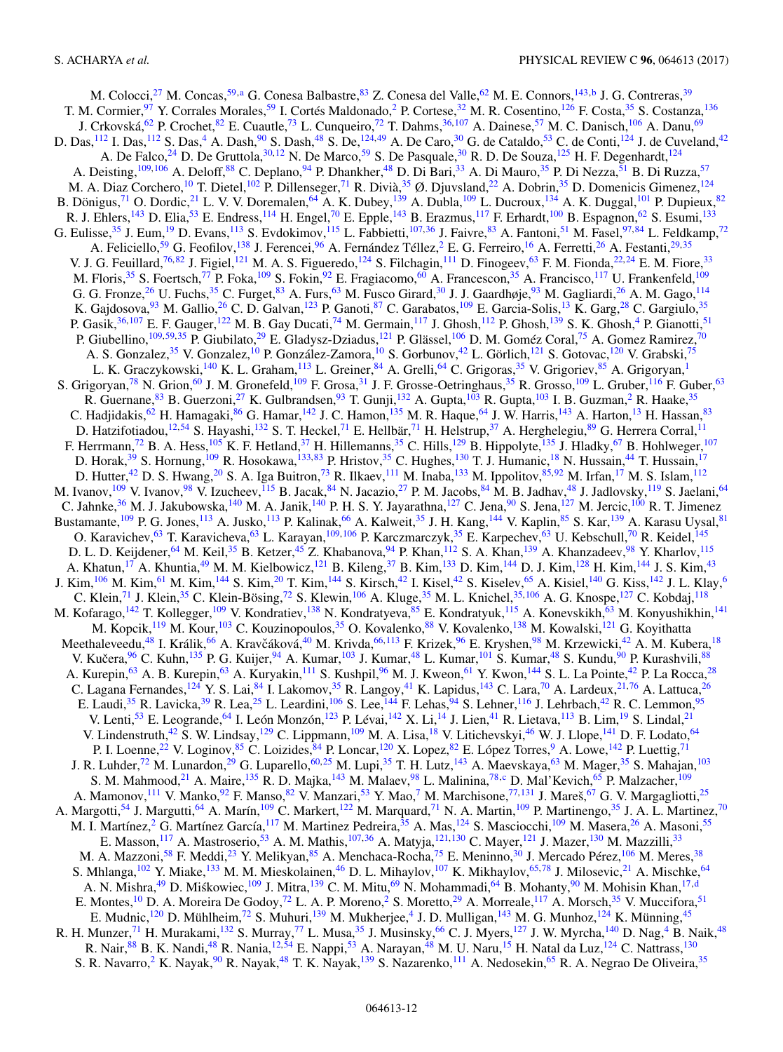M. Colocci,[27] M. Concas,[59,a] G. Conesa Balbastre,[83] Z. Conesa del Valle,[62] M. E. Connors,[143,b] J. G. Contreras,[39] T. M. Cormier,[97] Y. Corrales Morales,[59] I. Cortés Maldonado,[2] P. Cortese,[32] M. R. Cosentino,[126] F. Costa,[35] S. Costanza,[136] J. Crkovská,[62] P. Crochet,[82] E. Cuautle,[73] L. Cunqueiro,[72] T. Dahms,[36,107] A. Dainese,[57] M. C. Danisch,[106] A. Danu,[69] D. Das,[112] I. Das,[112] S. Das,[4] A. Dash,[90] S. Dash,[48] S. De,[124,49] A. De Caro,[30] G. de Cataldo,[53] C. de Conti,[124] J. de Cuveland,[42] A. De Falco,[24] D. De Gruttola,[30,12] N. De Marco,[59] S. De Pasquale,[30] R. D. De Souza,[125] H. F. Degenhardt,[124] A. Deisting,[109,106] A. Deloff,[88] C. Deplano,[94] P. Dhankher,[48] D. Di Bari,[33] A. Di Mauro,[35] P. Di Nezza,[51] B. Di Ruzza,[57] M. A. Diaz Corchero,[10] T. Dietel,[102] P. Dillenseger,[71] R. Divià,[35] Ø. Djuvsland,[22] A. Dobrin,[35] D. Domenicis Gimenez,[124] B. Dönigus,[71] O. Dordic,[21] L. V. V. Doremalen,[64] A. K. Dubey,[139] A. Dubla,[109] L. Ducroux,[134] A. K. Duggal,[101] P. Dupieux,[82] R. J. Ehlers,[143] D. Elia,[53] E. Endress,[114] H. Engel,[70] E. Epple,[143] B. Erazmus,[117] F. Erhardt,[100] B. Espagnon,[62] S. Esumi,[133] G. Eulisse,[35] J. Eum,[19] D. Evans,[113] S. Evdokimov,[115] L. Fabbietti,[107,36] J. Faivre,[83] A. Fantoni,[51] M. Fasel,[97,84] L. Feldkamp,[72] A. Feliciello,[59] G. Feofilov,[138] J. Ferencei,[96] A. Fernández Téllez,[2] E. G. Ferreiro,[16] A. Ferretti,[26] A. Festanti,[29,35] V. J. G. Feuillard,[76,82] J. Figiel,[121] M. A. S. Figueredo,[124] S. Filchagin,[111] D. Finogeev,[63] F. M. Fionda,[22,24] E. M. Fiore,[33] M. Floris,[35] S. Foertsch,[77] P. Foka,[109] S. Fokin,[92] E. Fragiacomo,[60] A. Francescon,[35] A. Francisco,[117] U. Frankenfeld,[109] G. G. Fronze,[26] U. Fuchs,[35] C. Furget,[83] A. Furs,[63] M. Fusco Girard,[30] J. J. Gaardhøje,[93] M. Gagliardi,[26] A. M. Gago,[114] K. Gajdosova,[93] M. Gallio,[26] C. D. Galvan,[123] P. Ganoti,[87] C. Garabatos,[109] E. Garcia-Solis,[13] K. Garg,[28] C. Gargiulo,[35] P. Gasik,[36,107] E. F. Gauger,[122] M. B. Gay Ducati,[74] M. Germain,[117] J. Ghosh,[112] P. Ghosh,[139] S. K. Ghosh,[4] P. Gianotti,[51] P. Giubellino,[109,59,35] P. Giubilato,[29] E. Gladysz-Dziadus,[121] P. Glässel,[106] D. M. Goméz Coral,[75] A. Gomez Ramirez,[70] A. S. Gonzalez,[35] V. Gonzalez,[10] P. González-Zamora,[10] S. Gorbunov,[42] L. Görlich,[121] S. Gotovac,[120] V. Grabski,[75] L. K. Graczykowski,[140] K. L. Graham,[113] L. Greiner,[84] A. Grelli,[64] C. Grigoras,[35] V. Grigoriev,[85] A. Grigoryan,[1] S. Grigoryan,[78] N. Grion,[60] J. M. Gronefeld,[109] F. Grosa,[31] J. F. Grosse-Oetringhaus,[35] R. Grosso,[109] L. Gruber,[116] F. Guber,[63] R. Guernane,[83] B. Guerzoni,[27] K. Gulbrandsen,[93] T. Gunji,[132] A. Gupta,[103] R. Gupta,[103] I. B. Guzman,[2] R. Haake,[35] C. Hadjidakis,[62] H. Hamagaki,[86] G. Hamar,[142] J. C. Hamon,[135] M. R. Haque,[64] J. W. Harris,[143] A. Harton,[13] H. Hassan,[83] D. Hatzifotiadou,[12,54] S. Hayashi,[132] S. T. Heckel,[71] E. Hellbär,[71] H. Helstrup,[37] A. Herghelegiu,[89] G. Herrera Corral,[11] F. Herrmann,[72] B. A. Hess,[105] K. F. Hetland,[37] H. Hillemanns,[35] C. Hills,[129] B. Hippolyte,[135] J. Hladky,[67] B. Hohlweger,[107] D. Horak,[39] S. Hornung,[109] R. Hosokawa,[133,83] P. Hristov,[35] C. Hughes,[130] T. J. Humanic,[18] N. Hussain,[44] T. Hussain,[17] D. Hutter,[42] D. S. Hwang,[20] S. A. Iga Buitron,[73] R. Ilkaev,[111] M. Inaba,[133] M. Ippolitov,[85,92] M. Irfan,[17] M. S. Islam,[112] M. Ivanov,[109] V. Ivanov,[98] V. Izucheev,[115] B. Jacak,[84] N. Jacazio,[27] P. M. Jacobs,[84] M. B. Jadhav,[48] J. Jadlovsky,[119] S. Jaelani,[64] C. Jahnke,[36] M. J. Jakubowska,[140] M. A. Janik,[140] P. H. S. Y. Jayarathna,[127] C. Jena,[90] S. Jena,[127] M. Jercic,[100] R. T. Jimenez Bustamante,[109] P. G. Jones,[113] A. Jusko,[113] P. Kalinak,[66] A. Kalweit,[35] J. H. Kang,[144] V. Kaplin,[85] S. Kar,[139] A. Karasu Uysal,[81] O. Karavichev,[63] T. Karavicheva,[63] L. Karayan,[109,106] P. Karczmarczyk,[35] E. Karpechev,[63] U. Kebschull,[70] R. Keidel,[145] D. L. D. Keijdener,[64] M. Keil,[35] B. Ketzer,[45] Z. Khabanova,[94] P. Khan,[112] S. A. Khan,[139] A. Khanzadeev,[98] Y. Kharlov,[115] A. Khatun,[17] A. Khuntia,[49] M. M. Kielbowicz,[121] B. Kileng,[37] B. Kim,[133] D. Kim,[144] D. J. Kim,[128] H. Kim,[144] J. S. Kim,[43] J. Kim,[106] M. Kim,[61] M. Kim,[144] S. Kim,[20] T. Kim,[144] S. Kirsch,[42] I. Kisel,[42] S. Kiselev,[65] A. Kisiel,[140] G. Kiss,[142] J. L. Klay,[6] C. Klein,[71] J. Klein,[35] C. Klein-Bösing,[72] S. Klewin,[106] A. Kluge,[35] M. L. Knichel,[35,106] A. G. Knospe,[127] C. Kobdaj,[118] M. Kofarago,[142] T. Kollegger,[109] V. Kondratiev,[138] N. Kondratyeva,[85] E. Kondratyuk,[115] A. Konevskikh,[63] M. Konyushikhin,[141] M. Kopcik,[119] M. Kour,[103] C. Kouzinopoulos,[35] O. Kovalenko,[88] V. Kovalenko,[138] M. Kowalski,[121] G. Koyithatta Meethaleveedu,[48] I. Králik,[66] A. Kravčáková,[40] M. Krivda,[66,113] F. Krizek,[96] E. Kryshen,[98] M. Krzewicki,[42] A. M. Kubera,[18] V. Kučera,[96] C. Kuhn,[135] P. G. Kuijer,[94] A. Kumar,[103] J. Kumar,[48] L. Kumar,[101] S. Kumar,[48] S. Kundu,[90] P. Kurashvili,[88] A. Kurepin,[63] A. B. Kurepin,[63] A. Kuryakin,[111] S. Kushpil,[96] M. J. Kweon,[61] Y. Kwon,[144] S. L. La Pointe,[42] P. La Rocca,[28] C. Lagana Fernandes,[124] Y. S. Lai,[84] I. Lakomov,[35] R. Langoy,[41] K. Lapidus,[143] C. Lara,[70] A. Lardeux,[21,76] A. Lattuca,[26] E. Laudi,[35] R. Lavicka,[39] R. Lea,[25] L. Leardini,[106] S. Lee,[144] F. Lehas,[94] S. Lehner,[116] J. Lehrbach,[42] R. C. Lemmon,[95] V. Lenti,[53] E. Leogrande,[64] I. León Monzón,[123] P. Lévai,[142] X. Li,[14] J. Lien,[41] R. Lietava,[113] B. Lim,[19] S. Lindal,[21] V. Lindenstruth,[42] S. W. Lindsay,[129] C. Lippmann,[109] M. A. Lisa,[18] V. Litichevskyi,[46] W. J. Llope,[141] D. F. Lodato,[64] P. I. Loenne,[22] V. Loginov,[85] C. Loizides,[84] P. Loncar,[120] X. Lopez,[82] E. López Torres,[9] A. Lowe,[142] P. Luettig,[71] J. R. Luhder,[72] M. Lunardon,[29] G. Luparello,[60,25] M. Lupi,[35] T. H. Lutz,[143] A. Maevskaya,[63] M. Mager,[35] S. Mahajan,[103] S. M. Mahmood,[21] A. Maire,[135] R. D. Majka,[143] M. Malaev,[98] L. Malinina,[78,c] D. Mal'Kevich,[65] P. Malzacher,[109] A. Mamonov,[111] V. Manko,[92] F. Manso,[82] V. Manzari,[53] Y. Mao,[7] M. Marchisone,[77,131] J. Mareš,[67] G. V. Margagliotti,[25] A. Margotti,[54] J. Margutti,[64] A. Marín,[109] C. Markert,[122] M. Marquard,[71] N. A. Martin,[109] P. Martinengo,[35] J. A. L. Martinez,[70] M. I. Martínez,[2] G. Martínez García,[117] M. Martinez Pedreira,[35] A. Mas,[124] S. Masciocchi,[109] M. Masera,[26] A. Masoni,[55] E. Masson,[117] A. Mastroserio,[53] A. M. Mathis,[107,36] A. Matyja,[121,130] C. Mayer,[121] J. Mazer,[130] M. Mazzilli,[33] M. A. Mazzoni,[58] F. Meddi,[23] Y. Melikyan,[85] A. Menchaca-Rocha,[75] E. Meninno,[30] J. Mercado Pérez,[106] M. Meres,[38] S. Mhlanga,[102] Y. Miake,[133] M. M. Mieskolainen,[46] D. L. Mihaylov,[107] K. Mikhaylov,[65,78] J. Milosevic,[21] A. Mischke,[64] A. N. Mishra,[49] D. Miśkowiec,[109] J. Mitra,[139] C. M. Mitu,[69] N. Mohammadi,[64] B. Mohanty,[90] M. Mohisin Khan,[17,d] E. Montes,[10] D. A. Moreira De Godoy,[72] L. A. P. Moreno,[2] S. Moretto,[29] A. Morreale,[117] A. Morsch,[35] V. Muccifora,[51] E. Mudnic,[120] D. Mühlheim,[72] S. Muhuri,[139] M. Mukherjee,[4] J. D. Mulligan,[143] M. G. Munhoz,[124] K. Münning,[45] R. H. Munzer,[71] H. Murakami,[132] S. Murray,[77] L. Musa,[35] J. Musinsky,[66] C. J. Myers,[127] J. W. Myrcha,[140] D. Nag,[4] B. Naik,[48] R. Nair,[88] B. K. Nandi,[48] R. Nania,[12,54] E. Nappi,[53] A. Narayan,[48] M. U. Naru,[15] H. Natal da Luz,[124] C. Nattrass,[130] S. R. Navarro,[2] K. Nayak,[90] R. Nayak,[48] T. K. Nayak,[139] S. Nazarenko,[111] A. Nedosekin,[65] R. A. Negrao De Oliveira,[35]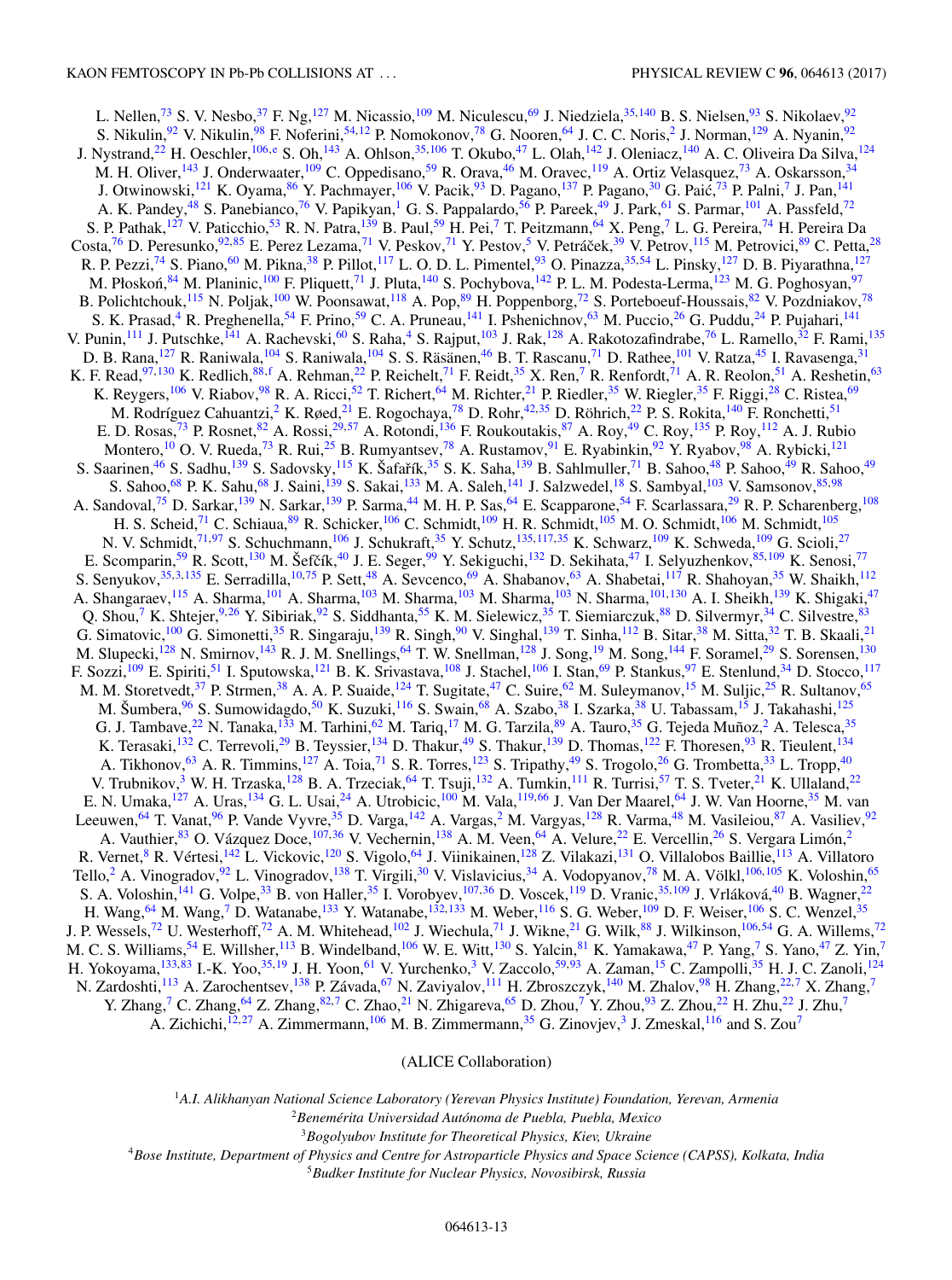L. Nellen,[73] S. V. Nesbo,[37] F. Ng,[127] M. Nicassio,[109] M. Niculescu,[69] J. Niedziela,[35,140] B. S. Nielsen,[93] S. Nikolaev,[92] S. Nikulin,[92] V. Nikulin,[98] F. Noferini,[54,12] P. Nomokonov,[78] G. Nooren,[64] J. C. C. Noris,[2] J. Norman,[129] A. Nyanin,[92] J. Nystrand,[22] H. Oeschler,[106,e] S. Oh,[143] A. Ohlson,[35,106] T. Okubo,[47] L. Olah,[142] J. Oleniacz,[140] A. C. Oliveira Da Silva,[124] M. H. Oliver,[143] J. Onderwaater,[109] C. Oppedisano,[59] R. Orava,[46] M. Oravec,[119] A. Ortiz Velasquez,[73] A. Oskarsson,[34] J. Otwinowski,[121] K. Oyama,[86] Y. Pachmayer,[106] V. Pacik,[93] D. Pagano,[137] P. Pagano,[30] G. Paić,[73] P. Palni,[7] J. Pan,[141] A. K. Pandey,[48] S. Panebianco,[76] V. Papikyan,[1] G. S. Pappalardo,[56] P. Pareek,[49] J. Park,[61] S. Parmar,[101] A. Passfeld,[72] S. P. Pathak,[127] V. Paticchio,[53] R. N. Patra,[139] B. Paul,[59] H. Pei,[7] T. Peitzmann,[64] X. Peng,[7] L. G. Pereira,[74] H. Pereira Da Costa,[76] D. Peresunko,[92,85] E. Perez Lezama,[71] V. Peskov,[71] Y. Pestov,[5] V. Petráček,[39] V. Petrov,[115] M. Petrovici,[89] C. Petta,[28] R. P. Pezzi,[74] S. Piano,[60] M. Pikna,[38] P. Pillot,[117] L. O. D. L. Pimentel,[93] O. Pinazza,[35,54] L. Pinsky,[127] D. B. Piyarathna,[127] M. Płoskoń,[84] M. Planinic,[100] F. Pliquett,[71] J. Pluta,[140] S. Pochybova,[142] P. L. M. Podesta-Lerma,[123] M. G. Poghosyan,[97] B. Polichtchouk,[115] N. Poljak,[100] W. Poonsawat,[118] A. Pop,[89] H. Poppenborg,[72] S. Porteboeuf-Houssais,[82] V. Pozdniakov,[78] S. K. Prasad,[4] R. Preghenella,[54] F. Prino,[59] C. A. Pruneau,[141] I. Pshenichnov,[63] M. Puccio,[26] G. Puddu,[24] P. Pujahari,[141] V. Punin,[111] J. Putschke,[141] A. Rachevski,[60] S. Raha,[4] S. Rajput,[103] J. Rak,[128] A. Rakotozafindrabe,[76] L. Ramello,[32] F. Rami,[135] D. B. Rana,[127] R. Raniwala,[104] S. Raniwala,[104] S. S. Räsänen,[46] B. T. Rascanu,[71] D. Rathee,[101] V. Ratza,[45] I. Ravasenga,[31] K. F. Read,[97,130] K. Redlich,[88,f] A. Rehman,[22] P. Reichelt,[71] F. Reidt,[35] X. Ren,[7] R. Renfordt,[71] A. R. Reolon,[51] A. Reshetin,[63] K. Reygers,[106] V. Riabov,[98] R. A. Ricci,[52] T. Richert,[64] M. Richter,[21] P. Riedler,[35] W. Riegler,[35] F. Riggi,[28] C. Ristea,[69] M. Rodríguez Cahuantzi,[2] K. Røed,[21] E. Rogochaya,[78] D. Rohr,[42,35] D. Röhrich,[22] P. S. Rokita,[140] F. Ronchetti,[51] E. D. Rosas,[73] P. Rosnet,[82] A. Rossi,[29,57] A. Rotondi,[136] F. Roukoutakis,[87] A. Roy,[49] C. Roy,[135] P. Roy,[112] A. J. Rubio Montero,[10] O. V. Rueda,[73] R. Rui,[25] B. Rumyantsev,[78] A. Rustamov,[91] E. Ryabinkin,[92] Y. Ryabov,[98] A. Rybicki,[121] S. Saarinen,[46] S. Sadhu,[139] S. Sadovsky,[115] K. Šafařík,[35] S. K. Saha,[139] B. Sahlmuller,[71] B. Sahoo,[48] P. Sahoo,[49] R. Sahoo,[49] S. Sahoo,[68] P. K. Sahu,[68] J. Saini,[139] S. Sakai,[133] M. A. Saleh,[141] J. Salzwedel,[18] S. Sambyal,[103] V. Samsonov,[85,98] A. Sandoval,[75] D. Sarkar,[139] N. Sarkar,[139] P. Sarma,[44] M. H. P. Sas,[64] E. Scapparone,[54] F. Scarlassara,[29] R. P. Scharenberg,[108] H. S. Scheid,[71] C. Schiaua,[89] R. Schicker,[106] C. Schmidt,[109] H. R. Schmidt,[105] M. O. Schmidt,[106] M. Schmidt,[105] N. V. Schmidt,[71,97] S. Schuchmann,[106] J. Schukraft,[35] Y. Schutz,[135,117,35] K. Schwarz,[109] K. Schweda,[109] G. Scioli,[27] E. Scomparin,[59] R. Scott,[130] M. Šefčík,[40] J. E. Seger,[99] Y. Sekiguchi,[132] D. Sekihata,[47] I. Selyuzhenkov,[85,109] K. Senosi,[77] S. Senyukov,[35,3,135] E. Serradilla,[10,75] P. Sett,[48] A. Sevcenco,[69] A. Shabanov,[63] A. Shabetai,[117] R. Shahoyan,[35] W. Shaikh,[112] A. Shangaraev,[115] A. Sharma,[101] A. Sharma,[103] M. Sharma,[103] M. Sharma,[103] N. Sharma,[101,130] A. I. Sheikh,[139] K. Shigaki,[47] Q. Shou,[7] K. Shtejer,[9,26] Y. Sibiriak,[92] S. Siddhanta,[55] K. M. Sielewicz,[35] T. Siemiarczuk,[88] D. Silvermyr,[34] C. Silvestre,[83] G. Simatovic,[100] G. Simonetti,[35] R. Singaraju,[139] R. Singh,[90] V. Singhal,[139] T. Sinha,[112] B. Sitar,[38] M. Sitta,[32] T. B. Skaali,[21] M. Slupecki,[128] N. Smirnov,[143] R. J. M. Snellings,[64] T. W. Snellman,[128] J. Song,[19] M. Song,[144] F. Soramel,[29] S. Sorensen,[130] F. Sozzi,[109] E. Spiriti,[51] I. Sputowska,[121] B. K. Srivastava,[108] J. Stachel,[106] I. Stan,[69] P. Stankus,[97] E. Stenlund,[34] D. Stocco,[117] M. M. Storetvedt,[37] P. Strmen,[38] A. A. P. Suaide,[124] T. Sugitate,[47] C. Suire,[62] M. Suleymanov,[15] M. Suljic,[25] R. Sultanov,[65] M. Šumbera,[96] S. Sumowidagdo,[50] K. Suzuki,[116] S. Swain,[68] A. Szabo,[38] I. Szarka,[38] U. Tabassam,[15] J. Takahashi,[125] G. J. Tambave,[22] N. Tanaka,[133] M. Tarhini,[62] M. Tariq,[17] M. G. Tarzila,[89] A. Tauro,[35] G. Tejeda Muñoz,[2] A. Telesca,[35] K. Terasaki,[132] C. Terrevoli,[29] B. Teyssier,[134] D. Thakur,[49] S. Thakur,[139] D. Thomas,[122] F. Thoresen,[93] R. Tieulent,[134] A. Tikhonov,[63] A. R. Timmins,[127] A. Toia,[71] S. R. Torres,[123] S. Tripathy,[49] S. Trogolo,[26] G. Trombetta,[33] L. Tropp,[40] V. Trubnikov,[3] W. H. Trzaska,[128] B. A. Trzeciak,[64] T. Tsuji,[132] A. Tumkin,[111] R. Turrisi,[57] T. S. Tveter,[21] K. Ullaland,[22] E. N. Umaka,[127] A. Uras,[134] G. L. Usai,[24] A. Utrobicic,[100] M. Vala,[119,66] J. Van Der Maarel,[64] J. W. Van Hoorne,[35] M. van Leeuwen,[64] T. Vanat,[96] P. Vande Vyvre,[35] D. Varga,[142] A. Vargas,[2] M. Vargyas,[128] R. Varma,[48] M. Vasileiou,[87] A. Vasiliev,[92] A. Vauthier,[83] O. Vázquez Doce,[107,36] V. Vechernin,[138] A. M. Veen,[64] A. Velure,[22] E. Vercellin,[26] S. Vergara Limón,[2] R. Vernet,[8] R. Vértesi,[142] L. Vickovic,[120] S. Vigolo,[64] J. Viinikainen,[128] Z. Vilakazi,[131] O. Villalobos Baillie,[113] A. Villatoro Tello,[2] A. Vinogradov,[92] L. Vinogradov,[138] T. Virgili,[30] V. Vislavicius,[34] A. Vodopyanov,[78] M. A. Völkl,[106,105] K. Voloshin,[65] S. A. Voloshin,[141] G. Volpe,[33] B. von Haller,[35] I. Vorobyev,[107,36] D. Voscek,[119] D. Vranic,[35,109] J. Vrláková,[40] B. Wagner,[22] H. Wang,[64] M. Wang,[7] D. Watanabe,[133] Y. Watanabe,[132,133] M. Weber,[116] S. G. Weber,[109] D. F. Weiser,[106] S. C. Wenzel,[35] J. P. Wessels,[72] U. Westerhoff,[72] A. M. Whitehead,[102] J. Wiechula,[71] J. Wikne,[21] G. Wilk,[88] J. Wilkinson,[106,54] G. A. Willems,[72] M. C. S. Williams,[54] E. Willsher,[113] B. Windelband,[106] W. E. Witt,[130] S. Yalcin,[81] K. Yamakawa,[47] P. Yang,[7] S. Yano,[47] Z. Yin,[7] H. Yokoyama,[133,83] I.-K. Yoo,[35,19] J. H. Yoon,[61] V. Yurchenko,[3] V. Zaccolo,[59,93] A. Zaman,[15] C. Zampolli,[35] H. J. C. Zanoli,[124] N. Zardoshti,[113] A. Zarochentsev,[138] P. Závada,[67] N. Zaviyalov,[111] H. Zbroszczyk,[140] M. Zhalov,[98] H. Zhang,[22,7] X. Zhang,[7] Y. Zhang,[7] C. Zhang,[64] Z. Zhang,[82,7] C. Zhao,[21] N. Zhigareva,[65] D. Zhou,[7] Y. Zhou,[93] Z. Zhou,[22] H. Zhu,[22] J. Zhu,[7] A. Zichichi,[12,27] A. Zimmermann,[106] M. B. Zimmermann,[35] G. Zinovjev,[3] J. Zmeskal,[116] and S. Zou[7]

(ALICE Collaboration)

[1]*A.I. Alikhanyan National Science Laboratory (Yerevan Physics Institute) Foundation, Yerevan, Armenia*

[2]*Benemérita Universidad Autónoma de Puebla, Puebla, Mexico*

[3]*Bogolyubov Institute for Theoretical Physics, Kiev, Ukraine*

[4]*Bose Institute, Department of Physics and Centre for Astroparticle Physics and Space Science (CAPSS), Kolkata, India*

[5]*Budker Institute for Nuclear Physics, Novosibirsk, Russia*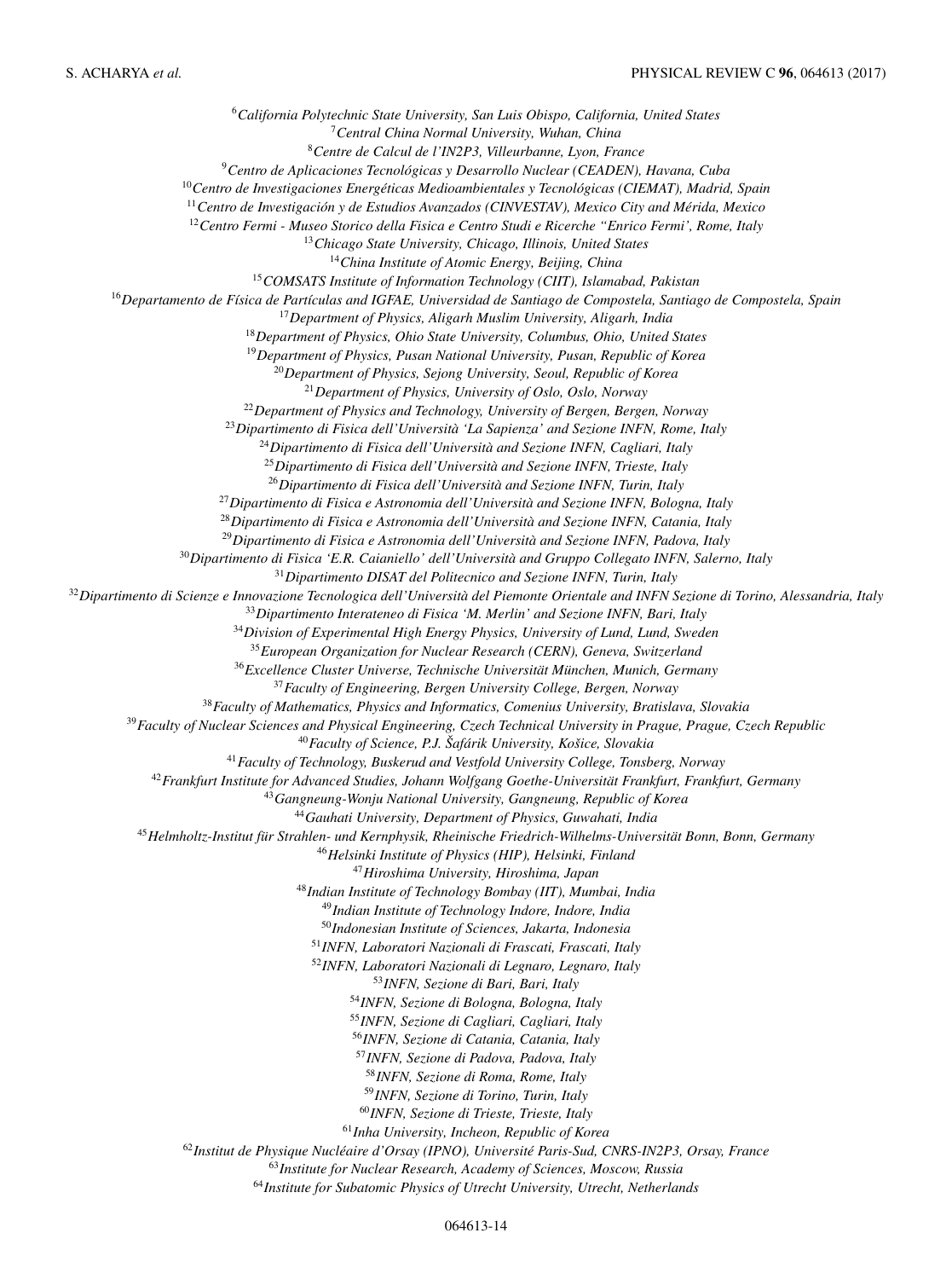[6] *California Polytechnic State University, San Luis Obispo, California, United States*
[7] *Central China Normal University, Wuhan, China*
[8] *Centre de Calcul de l'IN2P3, Villeurbanne, Lyon, France*
[9] *Centro de Aplicaciones Tecnológicas y Desarrollo Nuclear (CEADEN), Havana, Cuba*
[10] *Centro de Investigaciones Energéticas Medioambientales y Tecnológicas (CIEMAT), Madrid, Spain*
[11] *Centro de Investigación y de Estudios Avanzados (CINVESTAV), Mexico City and Mérida, Mexico*
[12] *Centro Fermi - Museo Storico della Fisica e Centro Studi e Ricerche "Enrico Fermi', Rome, Italy*
[13] *Chicago State University, Chicago, Illinois, United States*
[14] *China Institute of Atomic Energy, Beijing, China*
[15] *COMSATS Institute of Information Technology (CIIT), Islamabad, Pakistan*
[16] *Departamento de Física de Partículas and IGFAE, Universidad de Santiago de Compostela, Santiago de Compostela, Spain*
[17] *Department of Physics, Aligarh Muslim University, Aligarh, India*
[18] *Department of Physics, Ohio State University, Columbus, Ohio, United States*
[19] *Department of Physics, Pusan National University, Pusan, Republic of Korea*
[20] *Department of Physics, Sejong University, Seoul, Republic of Korea*
[21] *Department of Physics, University of Oslo, Oslo, Norway*
[22] *Department of Physics and Technology, University of Bergen, Bergen, Norway*
[23] *Dipartimento di Fisica dell'Università 'La Sapienza' and Sezione INFN, Rome, Italy*
[24] *Dipartimento di Fisica dell'Università and Sezione INFN, Cagliari, Italy*
[25] *Dipartimento di Fisica dell'Università and Sezione INFN, Trieste, Italy*
[26] *Dipartimento di Fisica dell'Università and Sezione INFN, Turin, Italy*
[27] *Dipartimento di Fisica e Astronomia dell'Università and Sezione INFN, Bologna, Italy*
[28] *Dipartimento di Fisica e Astronomia dell'Università and Sezione INFN, Catania, Italy*
[29] *Dipartimento di Fisica e Astronomia dell'Università and Sezione INFN, Padova, Italy*
[30] *Dipartimento di Fisica 'E.R. Caianiello' dell'Università and Gruppo Collegato INFN, Salerno, Italy*
[31] *Dipartimento DISAT del Politecnico and Sezione INFN, Turin, Italy*
[32] *Dipartimento di Scienze e Innovazione Tecnologica dell'Università del Piemonte Orientale and INFN Sezione di Torino, Alessandria, Italy*
[33] *Dipartimento Interateneo di Fisica 'M. Merlin' and Sezione INFN, Bari, Italy*
[34] *Division of Experimental High Energy Physics, University of Lund, Lund, Sweden*
[35] *European Organization for Nuclear Research (CERN), Geneva, Switzerland*
[36] *Excellence Cluster Universe, Technische Universität München, Munich, Germany*
[37] *Faculty of Engineering, Bergen University College, Bergen, Norway*
[38] *Faculty of Mathematics, Physics and Informatics, Comenius University, Bratislava, Slovakia*
[39] *Faculty of Nuclear Sciences and Physical Engineering, Czech Technical University in Prague, Prague, Czech Republic*
[40] *Faculty of Science, P.J. Šafárik University, Košice, Slovakia*
[41] *Faculty of Technology, Buskerud and Vestfold University College, Tonsberg, Norway*
[42] *Frankfurt Institute for Advanced Studies, Johann Wolfgang Goethe-Universität Frankfurt, Frankfurt, Germany*
[43] *Gangneung-Wonju National University, Gangneung, Republic of Korea*
[44] *Gauhati University, Department of Physics, Guwahati, India*
[45] *Helmholtz-Institut für Strahlen- und Kernphysik, Rheinische Friedrich-Wilhelms-Universität Bonn, Bonn, Germany*
[46] *Helsinki Institute of Physics (HIP), Helsinki, Finland*
[47] *Hiroshima University, Hiroshima, Japan*
[48] *Indian Institute of Technology Bombay (IIT), Mumbai, India*
[49] *Indian Institute of Technology Indore, Indore, India*
[50] *Indonesian Institute of Sciences, Jakarta, Indonesia*
[51] *INFN, Laboratori Nazionali di Frascati, Frascati, Italy*
[52] *INFN, Laboratori Nazionali di Legnaro, Legnaro, Italy*
[53] *INFN, Sezione di Bari, Bari, Italy*
[54] *INFN, Sezione di Bologna, Bologna, Italy*
[55] *INFN, Sezione di Cagliari, Cagliari, Italy*
[56] *INFN, Sezione di Catania, Catania, Italy*
[57] *INFN, Sezione di Padova, Padova, Italy*
[58] *INFN, Sezione di Roma, Rome, Italy*
[59] *INFN, Sezione di Torino, Turin, Italy*
[60] *INFN, Sezione di Trieste, Trieste, Italy*
[61] *Inha University, Incheon, Republic of Korea*
[62] *Institut de Physique Nucléaire d'Orsay (IPNO), Université Paris-Sud, CNRS-IN2P3, Orsay, France*
[63] *Institute for Nuclear Research, Academy of Sciences, Moscow, Russia*
[64] *Institute for Subatomic Physics of Utrecht University, Utrecht, Netherlands*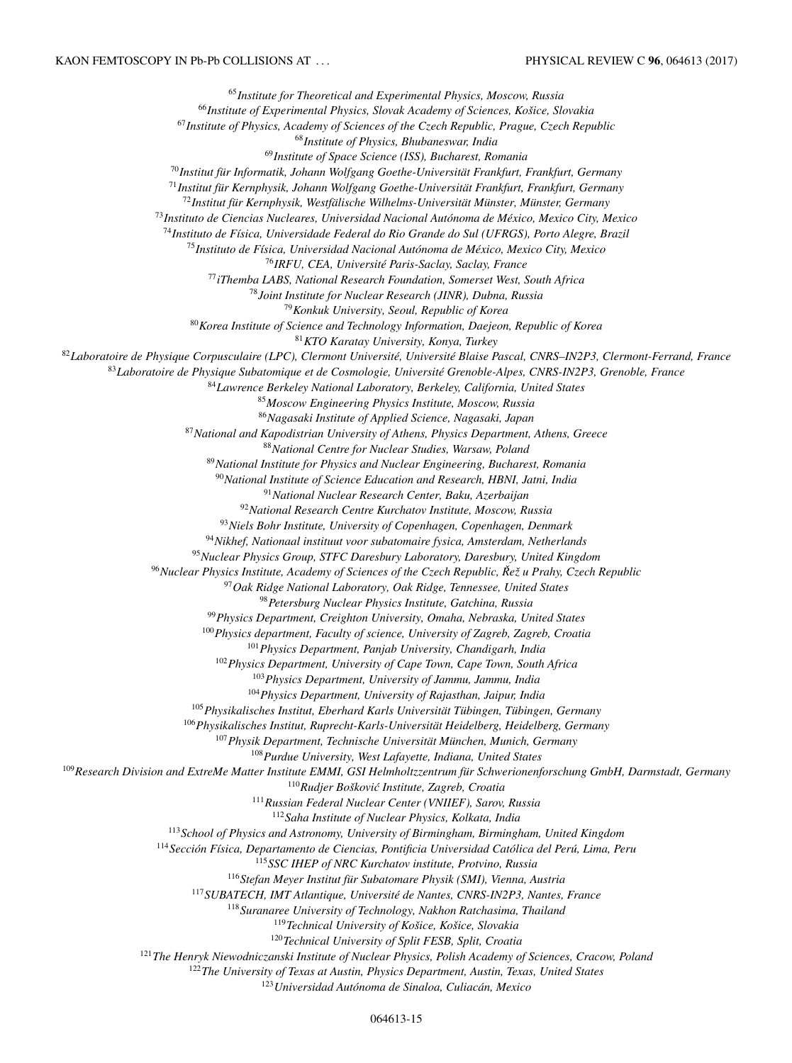[65]Institute for Theoretical and Experimental Physics, Moscow, Russia
[66]Institute of Experimental Physics, Slovak Academy of Sciences, Košice, Slovakia
[67]Institute of Physics, Academy of Sciences of the Czech Republic, Prague, Czech Republic
[68]Institute of Physics, Bhubaneswar, India
[69]Institute of Space Science (ISS), Bucharest, Romania
[70]Institut für Informatik, Johann Wolfgang Goethe-Universität Frankfurt, Frankfurt, Germany
[71]Institut für Kernphysik, Johann Wolfgang Goethe-Universität Frankfurt, Frankfurt, Germany
[72]Institut für Kernphysik, Westfälische Wilhelms-Universität Münster, Münster, Germany
[73]Instituto de Ciencias Nucleares, Universidad Nacional Autónoma de México, Mexico City, Mexico
[74]Instituto de Física, Universidade Federal do Rio Grande do Sul (UFRGS), Porto Alegre, Brazil
[75]Instituto de Física, Universidad Nacional Autónoma de México, Mexico City, Mexico
[76]IRFU, CEA, Université Paris-Saclay, Saclay, France
[77]iThemba LABS, National Research Foundation, Somerset West, South Africa
[78]Joint Institute for Nuclear Research (JINR), Dubna, Russia
[79]Konkuk University, Seoul, Republic of Korea
[80]Korea Institute of Science and Technology Information, Daejeon, Republic of Korea
[81]KTO Karatay University, Konya, Turkey
[82]Laboratoire de Physique Corpusculaire (LPC), Clermont Université, Université Blaise Pascal, CNRS–IN2P3, Clermont-Ferrand, France
[83]Laboratoire de Physique Subatomique et de Cosmologie, Université Grenoble-Alpes, CNRS-IN2P3, Grenoble, France
[84]Lawrence Berkeley National Laboratory, Berkeley, California, United States
[85]Moscow Engineering Physics Institute, Moscow, Russia
[86]Nagasaki Institute of Applied Science, Nagasaki, Japan
[87]National and Kapodistrian University of Athens, Physics Department, Athens, Greece
[88]National Centre for Nuclear Studies, Warsaw, Poland
[89]National Institute for Physics and Nuclear Engineering, Bucharest, Romania
[90]National Institute of Science Education and Research, HBNI, Jatni, India
[91]National Nuclear Research Center, Baku, Azerbaijan
[92]National Research Centre Kurchatov Institute, Moscow, Russia
[93]Niels Bohr Institute, University of Copenhagen, Copenhagen, Denmark
[94]Nikhef, Nationaal instituut voor subatomaire fysica, Amsterdam, Netherlands
[95]Nuclear Physics Group, STFC Daresbury Laboratory, Daresbury, United Kingdom
[96]Nuclear Physics Institute, Academy of Sciences of the Czech Republic, Řež u Prahy, Czech Republic
[97]Oak Ridge National Laboratory, Oak Ridge, Tennessee, United States
[98]Petersburg Nuclear Physics Institute, Gatchina, Russia
[99]Physics Department, Creighton University, Omaha, Nebraska, United States
[100]Physics department, Faculty of science, University of Zagreb, Zagreb, Croatia
[101]Physics Department, Panjab University, Chandigarh, India
[102]Physics Department, University of Cape Town, Cape Town, South Africa
[103]Physics Department, University of Jammu, Jammu, India
[104]Physics Department, University of Rajasthan, Jaipur, India
[105]Physikalisches Institut, Eberhard Karls Universität Tübingen, Tübingen, Germany
[106]Physikalisches Institut, Ruprecht-Karls-Universität Heidelberg, Heidelberg, Germany
[107]Physik Department, Technische Universität München, Munich, Germany
[108]Purdue University, West Lafayette, Indiana, United States
[109]Research Division and ExtreMe Matter Institute EMMI, GSI Helmholtzzentrum für Schwerionenforschung GmbH, Darmstadt, Germany
[110]Rudjer Bošković Institute, Zagreb, Croatia
[111]Russian Federal Nuclear Center (VNIIEF), Sarov, Russia
[112]Saha Institute of Nuclear Physics, Kolkata, India
[113]School of Physics and Astronomy, University of Birmingham, Birmingham, United Kingdom
[114]Sección Física, Departamento de Ciencias, Pontificia Universidad Católica del Perú, Lima, Peru
[115]SSC IHEP of NRC Kurchatov institute, Protvino, Russia
[116]Stefan Meyer Institut für Subatomare Physik (SMI), Vienna, Austria
[117]SUBATECH, IMT Atlantique, Université de Nantes, CNRS-IN2P3, Nantes, France
[118]Suranaree University of Technology, Nakhon Ratchasima, Thailand
[119]Technical University of Košice, Košice, Slovakia
[120]Technical University of Split FESB, Split, Croatia
[121]The Henryk Niewodniczanski Institute of Nuclear Physics, Polish Academy of Sciences, Cracow, Poland
[122]The University of Texas at Austin, Physics Department, Austin, Texas, United States
[123]Universidad Autónoma de Sinaloa, Culiacán, Mexico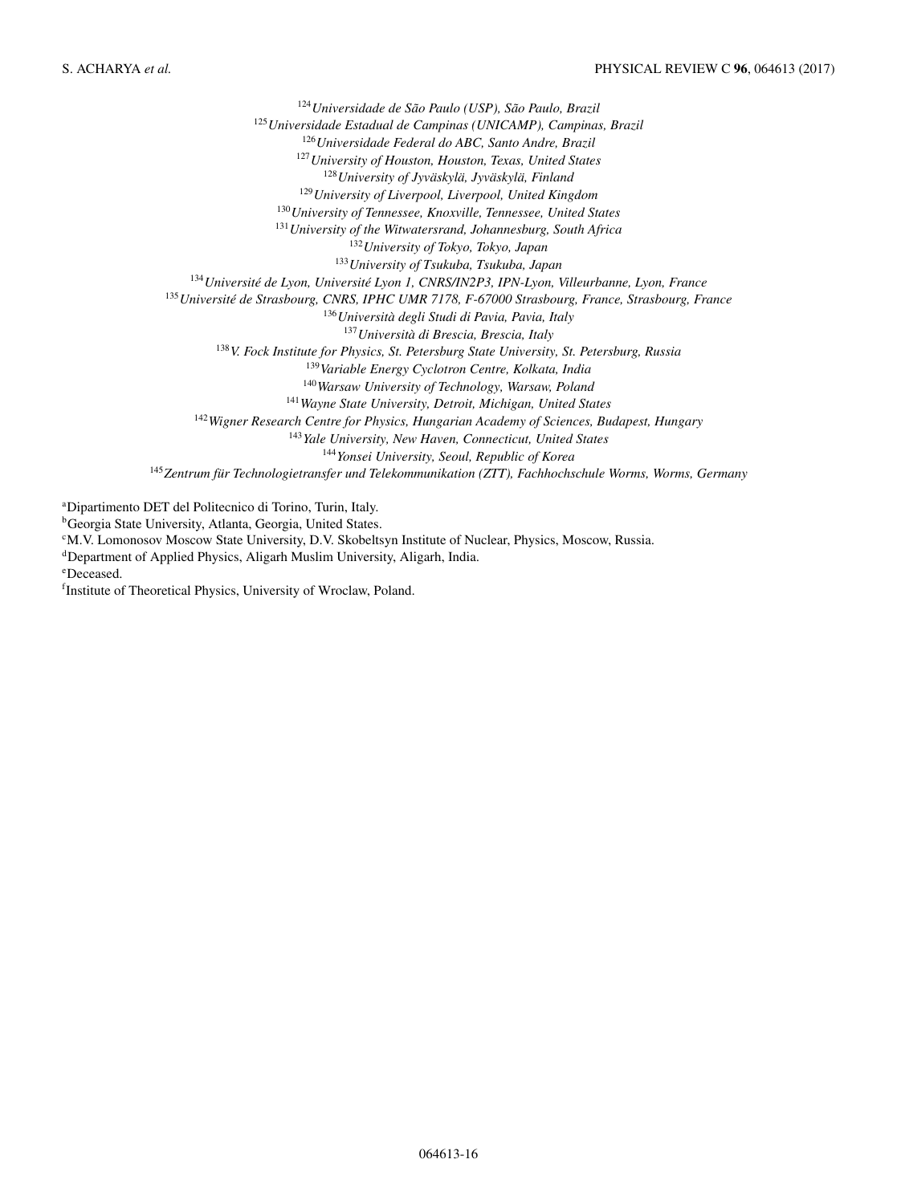[124] *Universidade de São Paulo (USP), São Paulo, Brazil*

[125] *Universidade Estadual de Campinas (UNICAMP), Campinas, Brazil*

[126] *Universidade Federal do ABC, Santo Andre, Brazil*

[127] *University of Houston, Houston, Texas, United States*

[128] *University of Jyväskylä, Jyväskylä, Finland*

[129] *University of Liverpool, Liverpool, United Kingdom*

[130] *University of Tennessee, Knoxville, Tennessee, United States*

[131] *University of the Witwatersrand, Johannesburg, South Africa*

[132] *University of Tokyo, Tokyo, Japan*

[133] *University of Tsukuba, Tsukuba, Japan*

[134] *Université de Lyon, Université Lyon 1, CNRS/IN2P3, IPN-Lyon, Villeurbanne, Lyon, France*

[135] *Université de Strasbourg, CNRS, IPHC UMR 7178, F-67000 Strasbourg, France, Strasbourg, France*

[136] *Università degli Studi di Pavia, Pavia, Italy*

[137] *Università di Brescia, Brescia, Italy*

[138] *V. Fock Institute for Physics, St. Petersburg State University, St. Petersburg, Russia*

[139] *Variable Energy Cyclotron Centre, Kolkata, India*

[140] *Warsaw University of Technology, Warsaw, Poland*

[141] *Wayne State University, Detroit, Michigan, United States*

[142] *Wigner Research Centre for Physics, Hungarian Academy of Sciences, Budapest, Hungary*

[143] *Yale University, New Haven, Connecticut, United States*

[144] *Yonsei University, Seoul, Republic of Korea*

[145] *Zentrum für Technologietransfer und Telekommunikation (ZTT), Fachhochschule Worms, Worms, Germany*

[a] Dipartimento DET del Politecnico di Torino, Turin, Italy.

[b] Georgia State University, Atlanta, Georgia, United States.

[c] M.V. Lomonosov Moscow State University, D.V. Skobeltsyn Institute of Nuclear, Physics, Moscow, Russia.

[d] Department of Applied Physics, Aligarh Muslim University, Aligarh, India.

[e] Deceased.

[f] Institute of Theoretical Physics, University of Wroclaw, Poland.